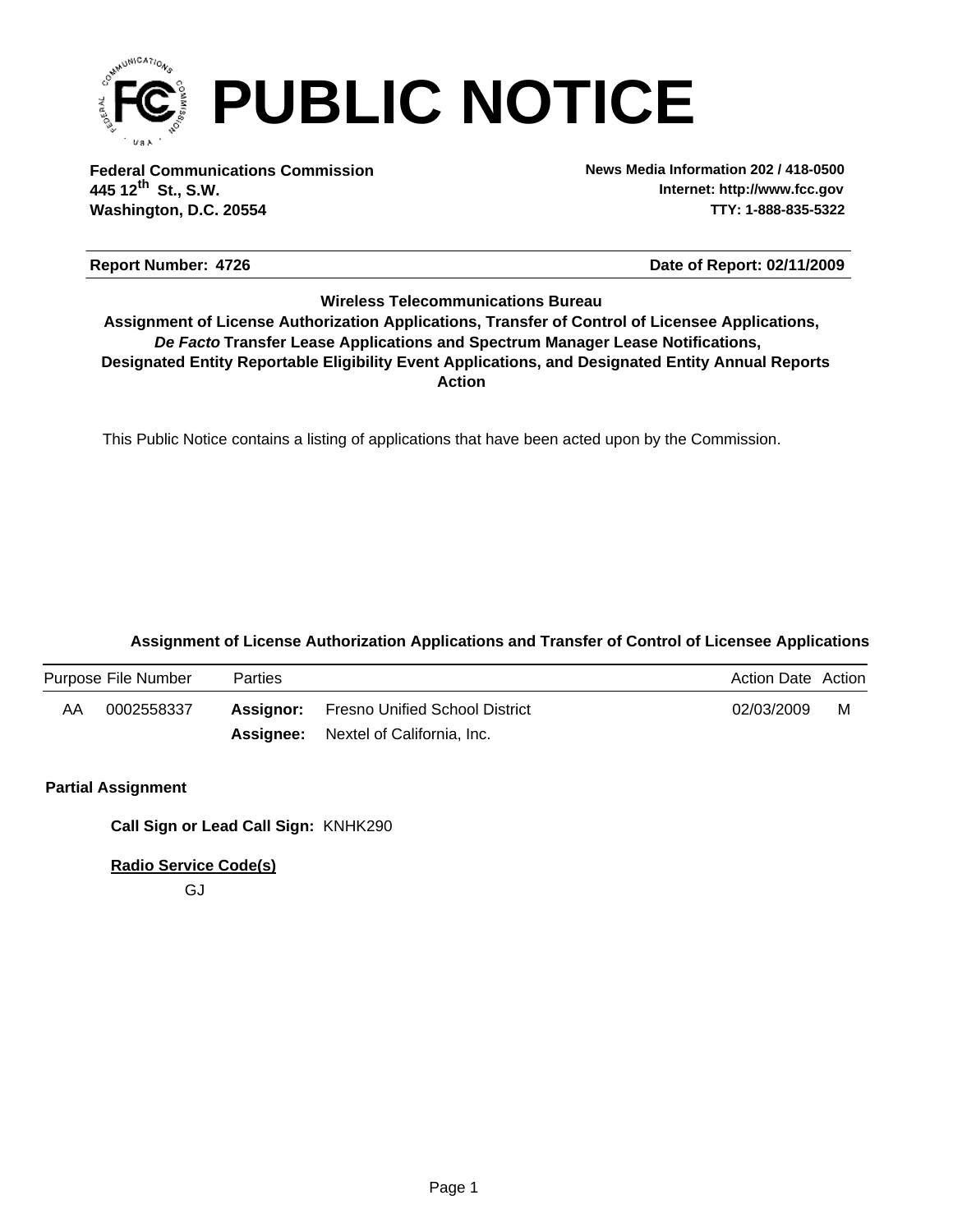# PUBLIC NOTICE

**Federal Communications Commission**
**445 12th St., S.W.**
**Washington, D.C. 20554**

**News Media Information 202 / 418-0500**
**Internet: http://www.fcc.gov**
**TTY: 1-888-835-5322**

**Report Number: 4726**

**Date of Report: 02/11/2009**

**Wireless Telecommunications Bureau**
**Assignment of License Authorization Applications, Transfer of Control of Licensee Applications,**
***De Facto* Transfer Lease Applications and Spectrum Manager Lease Notifications,**
**Designated Entity Reportable Eligibility Event Applications, and Designated Entity Annual Reports**
**Action**

This Public Notice contains a listing of applications that have been acted upon by the Commission.

### Assignment of License Authorization Applications and Transfer of Control of Licensee Applications

| Purpose | File Number | Parties | | Action Date | Action |
|---|---|---|---|---|---|
| AA | 0002558337 | **Assignor:** | Fresno Unified School District | 02/03/2009 | M |
| | | **Assignee:** | Nextel of California, Inc. | | |

**Partial Assignment**

**Call Sign or Lead Call Sign:** KNHK290

**Radio Service Code(s)**

GJ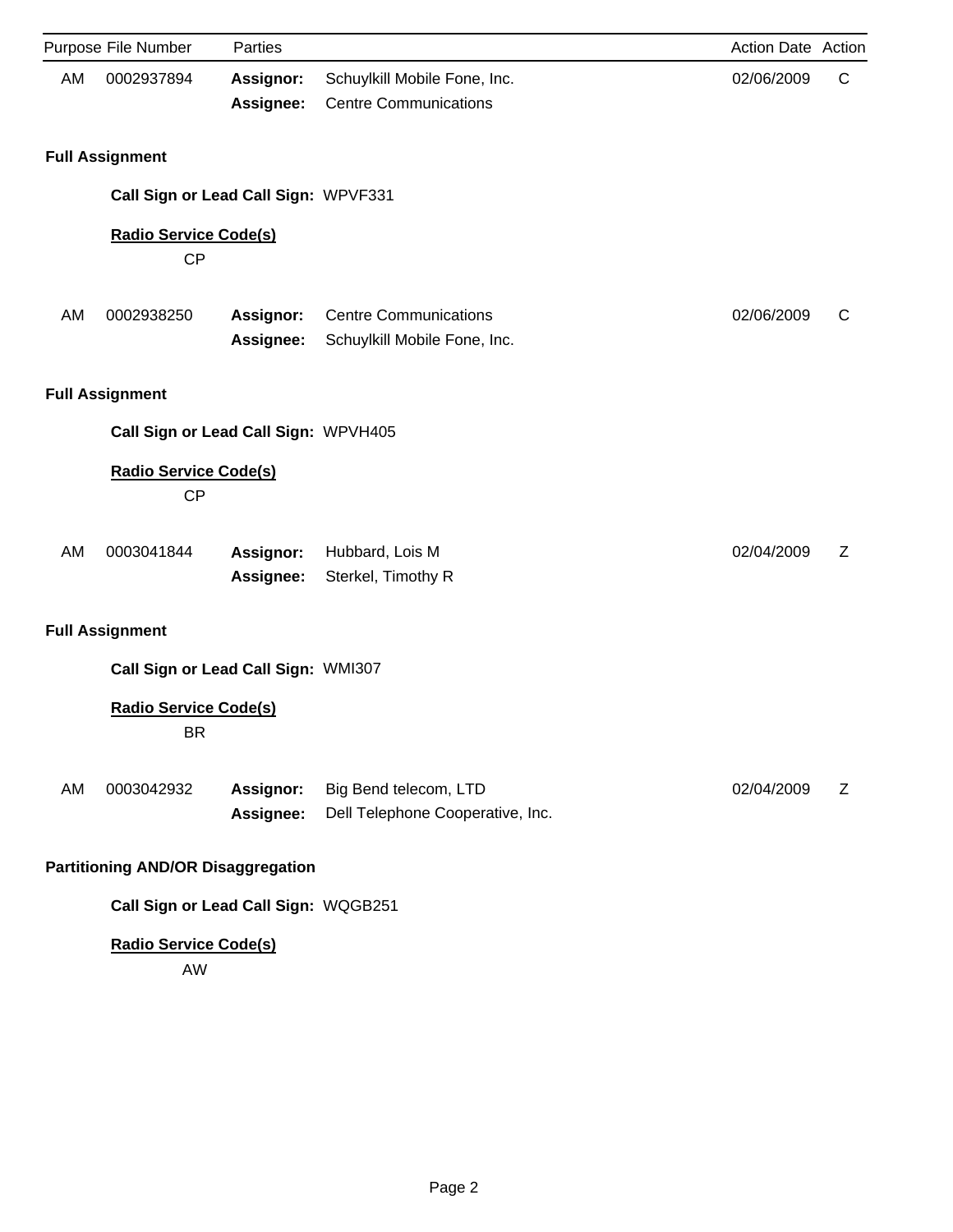| Purpose | File Number | Parties | | Action Date | Action |
|---|---|---|---|---|---|
| AM | 0002937894 | **Assignor:** | Schuylkill Mobile Fone, Inc. | 02/06/2009 | C |
| | | **Assignee:** | Centre Communications | | |

**Full Assignment**

**Call Sign or Lead Call Sign:** WPVF331

**Radio Service Code(s)**

CP

| Purpose | File Number | Parties | | Action Date | Action |
|---|---|---|---|---|---|
| AM | 0002938250 | **Assignor:** | Centre Communications | 02/06/2009 | C |
| | | **Assignee:** | Schuylkill Mobile Fone, Inc. | | |

**Full Assignment**

**Call Sign or Lead Call Sign:** WPVH405

**Radio Service Code(s)**

CP

| Purpose | File Number | Parties | | Action Date | Action |
|---|---|---|---|---|---|
| AM | 0003041844 | **Assignor:** | Hubbard, Lois M | 02/04/2009 | Z |
| | | **Assignee:** | Sterkel, Timothy R | | |

**Full Assignment**

**Call Sign or Lead Call Sign:** WMI307

**Radio Service Code(s)**

BR

| Purpose | File Number | Parties | | Action Date | Action |
|---|---|---|---|---|---|
| AM | 0003042932 | **Assignor:** | Big Bend telecom, LTD | 02/04/2009 | Z |
| | | **Assignee:** | Dell Telephone Cooperative, Inc. | | |

**Partitioning AND/OR Disaggregation**

**Call Sign or Lead Call Sign:** WQGB251

**Radio Service Code(s)**

AW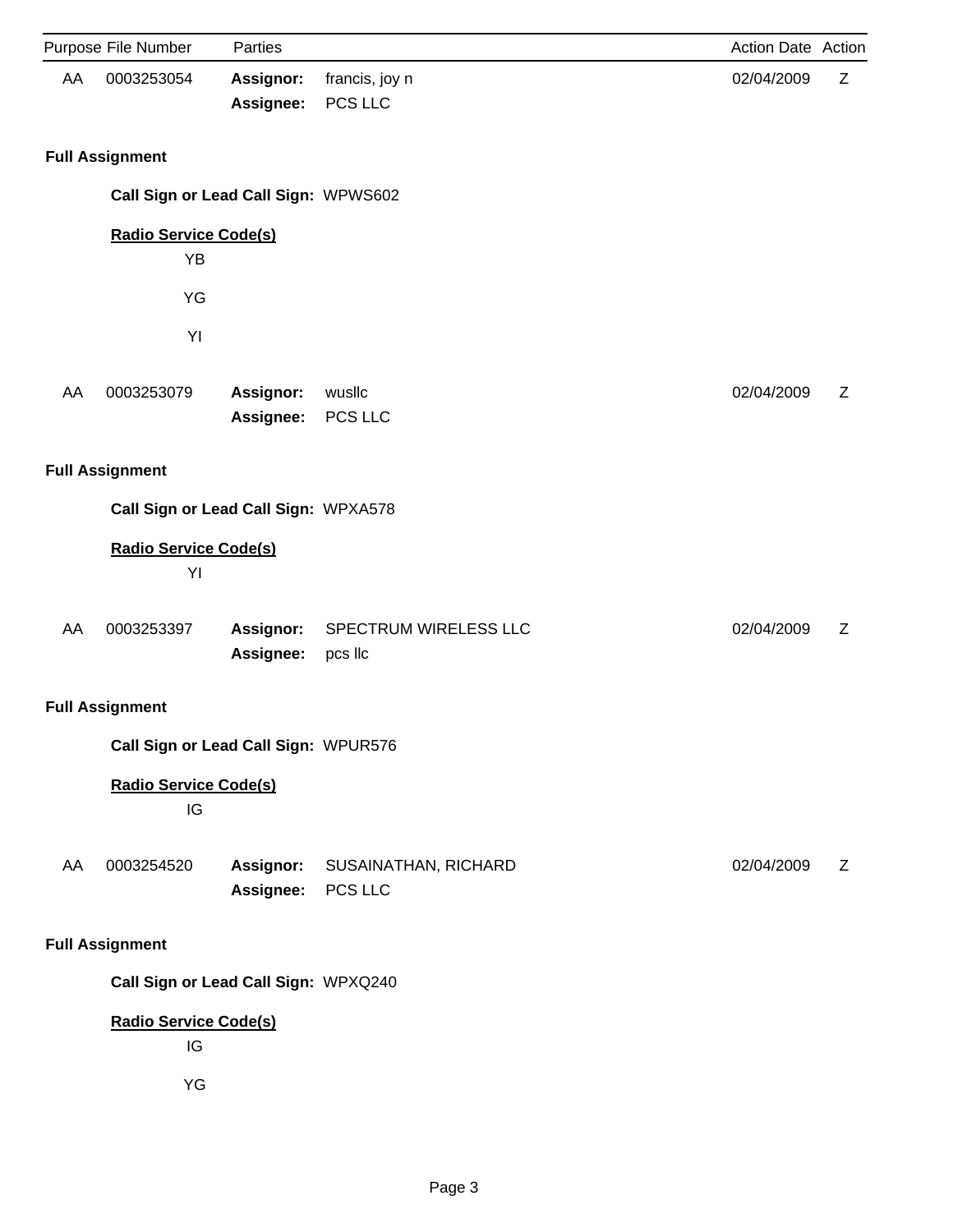| Purpose | File Number | Parties | | Action Date | Action |
|---|---|---|---|---|---|
| AA | 0003253054 | **Assignor:** | francis, joy n | 02/04/2009 | Z |
| | | **Assignee:** | PCS LLC | | |

**Full Assignment**

**Call Sign or Lead Call Sign:** WPWS602

**Radio Service Code(s)**

YB

YG

YI

| Purpose | File Number | Parties | | Action Date | Action |
|---|---|---|---|---|---|
| AA | 0003253079 | **Assignor:** | wusllc | 02/04/2009 | Z |
| | | **Assignee:** | PCS LLC | | |

**Full Assignment**

**Call Sign or Lead Call Sign:** WPXA578

**Radio Service Code(s)**

YI

| Purpose | File Number | Parties | | Action Date | Action |
|---|---|---|---|---|---|
| AA | 0003253397 | **Assignor:** | SPECTRUM WIRELESS LLC | 02/04/2009 | Z |
| | | **Assignee:** | pcs llc | | |

**Full Assignment**

**Call Sign or Lead Call Sign:** WPUR576

**Radio Service Code(s)**

IG

| Purpose | File Number | Parties | | Action Date | Action |
|---|---|---|---|---|---|
| AA | 0003254520 | **Assignor:** | SUSAINATHAN, RICHARD | 02/04/2009 | Z |
| | | **Assignee:** | PCS LLC | | |

**Full Assignment**

**Call Sign or Lead Call Sign:** WPXQ240

**Radio Service Code(s)**

IG

YG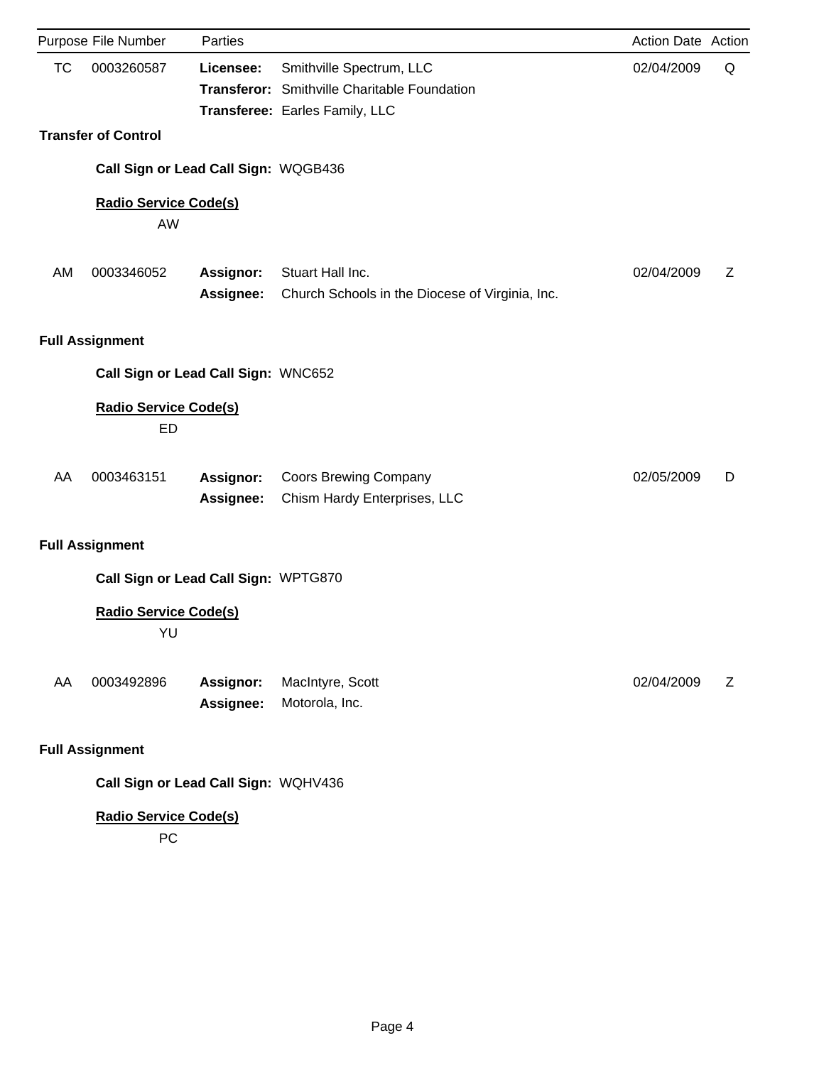| Purpose | File Number | Parties | | Action Date | Action |
|---|---|---|---|---|---|
| TC | 0003260587 | **Licensee:** | Smithville Spectrum, LLC | 02/04/2009 | Q |
| | | **Transferor:** | Smithville Charitable Foundation | | |
| | | **Transferee:** | Earles Family, LLC | | |

**Transfer of Control**

**Call Sign or Lead Call Sign:** WQGB436

**Radio Service Code(s)**

AW

| Purpose | File Number | Parties | | Action Date | Action |
|---|---|---|---|---|---|
| AM | 0003346052 | **Assignor:** | Stuart Hall Inc. | 02/04/2009 | Z |
| | | **Assignee:** | Church Schools in the Diocese of Virginia, Inc. | | |

**Full Assignment**

**Call Sign or Lead Call Sign:** WNC652

**Radio Service Code(s)**

ED

| Purpose | File Number | Parties | | Action Date | Action |
|---|---|---|---|---|---|
| AA | 0003463151 | **Assignor:** | Coors Brewing Company | 02/05/2009 | D |
| | | **Assignee:** | Chism Hardy Enterprises, LLC | | |

**Full Assignment**

**Call Sign or Lead Call Sign:** WPTG870

**Radio Service Code(s)**

YU

| Purpose | File Number | Parties | | Action Date | Action |
|---|---|---|---|---|---|
| AA | 0003492896 | **Assignor:** | MacIntyre, Scott | 02/04/2009 | Z |
| | | **Assignee:** | Motorola, Inc. | | |

**Full Assignment**

**Call Sign or Lead Call Sign:** WQHV436

**Radio Service Code(s)**

PC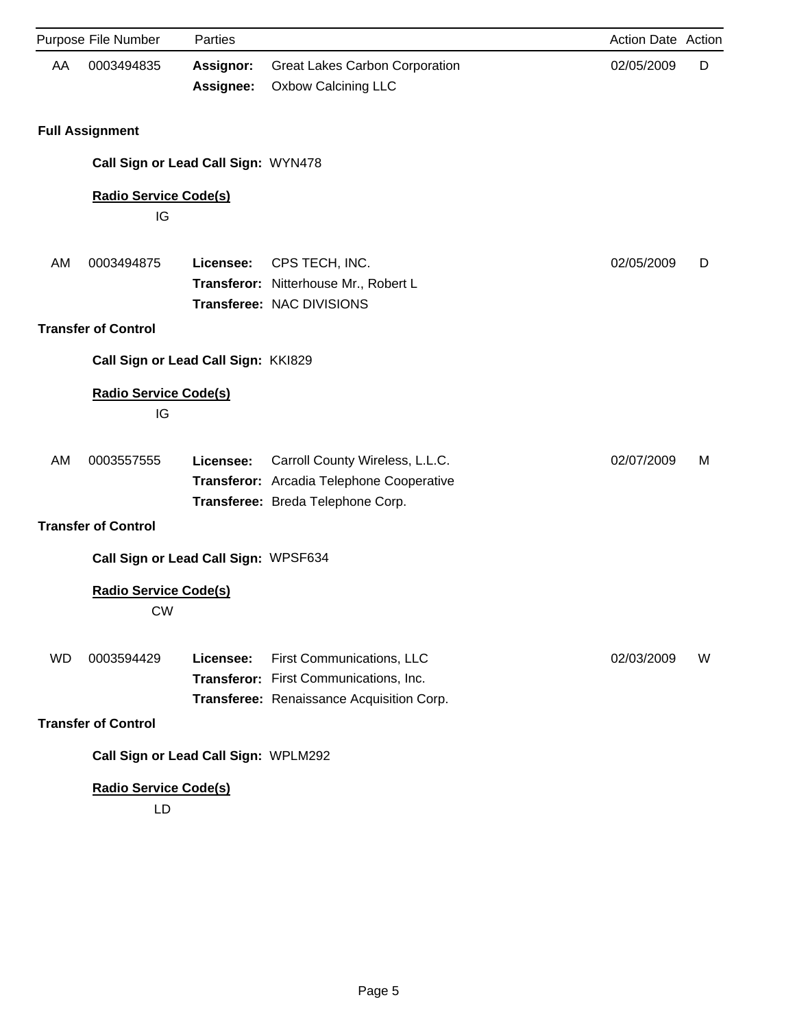| Purpose | File Number | Parties | | Action Date | Action |
|---|---|---|---|---|---|
| AA | 0003494835 | **Assignor:** | Great Lakes Carbon Corporation | 02/05/2009 | D |
| | | **Assignee:** | Oxbow Calcining LLC | | |

**Full Assignment**

**Call Sign or Lead Call Sign:** WYN478

**Radio Service Code(s)**

IG

| Purpose | File Number | Parties | | Action Date | Action |
|---|---|---|---|---|---|
| AM | 0003494875 | **Licensee:** | CPS TECH, INC. | 02/05/2009 | D |
| | | **Transferor:** | Nitterhouse Mr., Robert L | | |
| | | **Transferee:** | NAC DIVISIONS | | |

**Transfer of Control**

**Call Sign or Lead Call Sign:** KKI829

**Radio Service Code(s)**

IG

| Purpose | File Number | Parties | | Action Date | Action |
|---|---|---|---|---|---|
| AM | 0003557555 | **Licensee:** | Carroll County Wireless, L.L.C. | 02/07/2009 | M |
| | | **Transferor:** | Arcadia Telephone Cooperative | | |
| | | **Transferee:** | Breda Telephone Corp. | | |

**Transfer of Control**

**Call Sign or Lead Call Sign:** WPSF634

**Radio Service Code(s)**

CW

| Purpose | File Number | Parties | | Action Date | Action |
|---|---|---|---|---|---|
| WD | 0003594429 | **Licensee:** | First Communications, LLC | 02/03/2009 | W |
| | | **Transferor:** | First Communications, Inc. | | |
| | | **Transferee:** | Renaissance Acquisition Corp. | | |

**Transfer of Control**

**Call Sign or Lead Call Sign:** WPLM292

**Radio Service Code(s)**

LD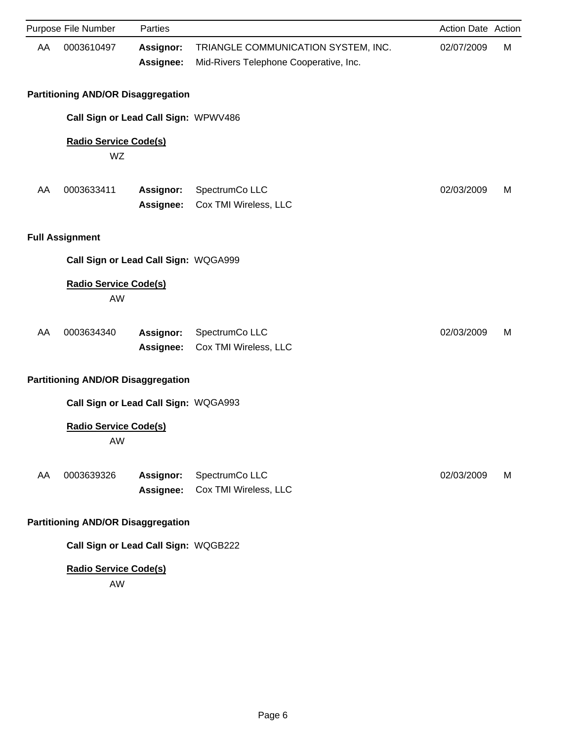| Purpose | File Number | Parties | | Action Date | Action |
|---|---|---|---|---|---|
| AA | 0003610497 | **Assignor:** | TRIANGLE COMMUNICATION SYSTEM, INC. | 02/07/2009 | M |
| | | **Assignee:** | Mid-Rivers Telephone Cooperative, Inc. | | |

**Partitioning AND/OR Disaggregation**

**Call Sign or Lead Call Sign:** WPWV486

**Radio Service Code(s)**

WZ

| Purpose | File Number | Parties | | Action Date | Action |
|---|---|---|---|---|---|
| AA | 0003633411 | **Assignor:** | SpectrumCo LLC | 02/03/2009 | M |
| | | **Assignee:** | Cox TMI Wireless, LLC | | |

**Full Assignment**

**Call Sign or Lead Call Sign:** WQGA999

**Radio Service Code(s)**

AW

| Purpose | File Number | Parties | | Action Date | Action |
|---|---|---|---|---|---|
| AA | 0003634340 | **Assignor:** | SpectrumCo LLC | 02/03/2009 | M |
| | | **Assignee:** | Cox TMI Wireless, LLC | | |

**Partitioning AND/OR Disaggregation**

**Call Sign or Lead Call Sign:** WQGA993

**Radio Service Code(s)**

AW

| Purpose | File Number | Parties | | Action Date | Action |
|---|---|---|---|---|---|
| AA | 0003639326 | **Assignor:** | SpectrumCo LLC | 02/03/2009 | M |
| | | **Assignee:** | Cox TMI Wireless, LLC | | |

**Partitioning AND/OR Disaggregation**

**Call Sign or Lead Call Sign:** WQGB222

**Radio Service Code(s)**

AW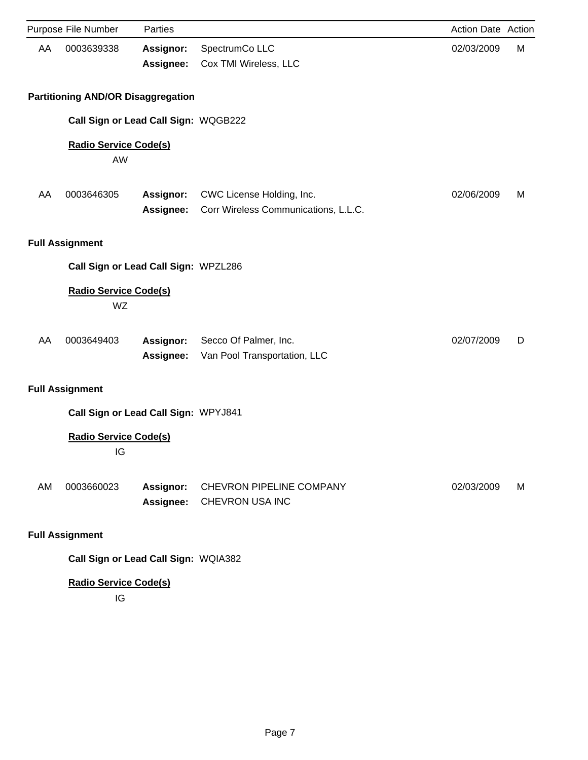| Purpose | File Number | Parties | | Action Date | Action |
|---|---|---|---|---|---|
| AA | 0003639338 | **Assignor:** | SpectrumCo LLC | 02/03/2009 | M |
| | | **Assignee:** | Cox TMI Wireless, LLC | | |

**Partitioning AND/OR Disaggregation**

**Call Sign or Lead Call Sign:** WQGB222

**Radio Service Code(s)**

AW

| Purpose | File Number | Parties | | Action Date | Action |
|---|---|---|---|---|---|
| AA | 0003646305 | **Assignor:** | CWC License Holding, Inc. | 02/06/2009 | M |
| | | **Assignee:** | Corr Wireless Communications, L.L.C. | | |

**Full Assignment**

**Call Sign or Lead Call Sign:** WPZL286

**Radio Service Code(s)**

WZ

| Purpose | File Number | Parties | | Action Date | Action |
|---|---|---|---|---|---|
| AA | 0003649403 | **Assignor:** | Secco Of Palmer, Inc. | 02/07/2009 | D |
| | | **Assignee:** | Van Pool Transportation, LLC | | |

**Full Assignment**

**Call Sign or Lead Call Sign:** WPYJ841

**Radio Service Code(s)**

IG

| Purpose | File Number | Parties | | Action Date | Action |
|---|---|---|---|---|---|
| AM | 0003660023 | **Assignor:** | CHEVRON PIPELINE COMPANY | 02/03/2009 | M |
| | | **Assignee:** | CHEVRON USA INC | | |

**Full Assignment**

**Call Sign or Lead Call Sign:** WQIA382

**Radio Service Code(s)**

IG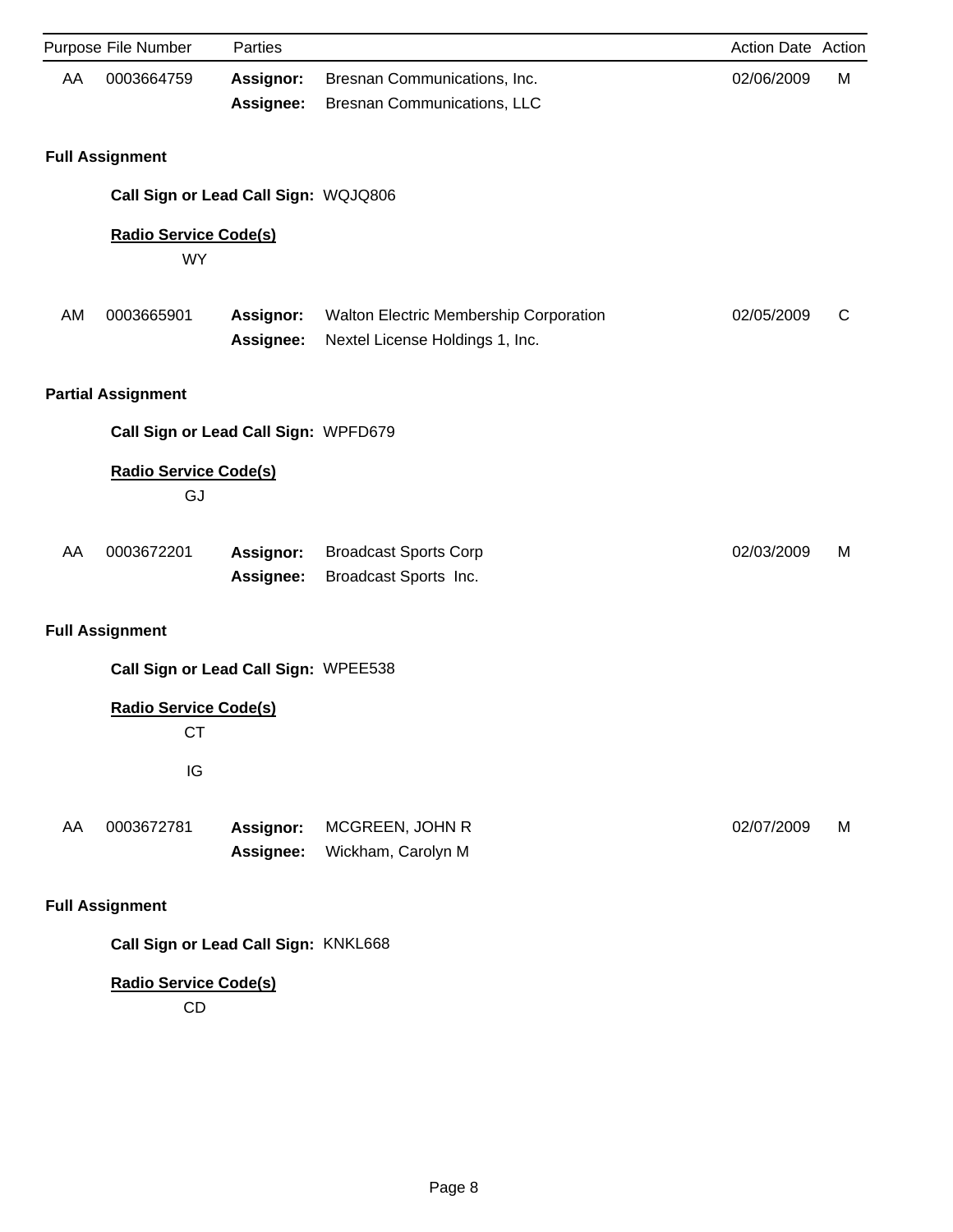| Purpose | File Number | Parties | | Action Date | Action |
|---|---|---|---|---|---|
| AA | 0003664759 | **Assignor:** | Bresnan Communications, Inc. | 02/06/2009 | M |
| | | **Assignee:** | Bresnan Communications, LLC | | |

**Full Assignment**

**Call Sign or Lead Call Sign:** WQJQ806

**Radio Service Code(s)**

WY

| Purpose | File Number | Parties | | Action Date | Action |
|---|---|---|---|---|---|
| AM | 0003665901 | **Assignor:** | Walton Electric Membership Corporation | 02/05/2009 | C |
| | | **Assignee:** | Nextel License Holdings 1, Inc. | | |

**Partial Assignment**

**Call Sign or Lead Call Sign:** WPFD679

**Radio Service Code(s)**

GJ

| Purpose | File Number | Parties | | Action Date | Action |
|---|---|---|---|---|---|
| AA | 0003672201 | **Assignor:** | Broadcast Sports Corp | 02/03/2009 | M |
| | | **Assignee:** | Broadcast Sports Inc. | | |

**Full Assignment**

**Call Sign or Lead Call Sign:** WPEE538

**Radio Service Code(s)**

CT

IG

| Purpose | File Number | Parties | | Action Date | Action |
|---|---|---|---|---|---|
| AA | 0003672781 | **Assignor:** | MCGREEN, JOHN R | 02/07/2009 | M |
| | | **Assignee:** | Wickham, Carolyn M | | |

**Full Assignment**

**Call Sign or Lead Call Sign:** KNKL668

**Radio Service Code(s)**

CD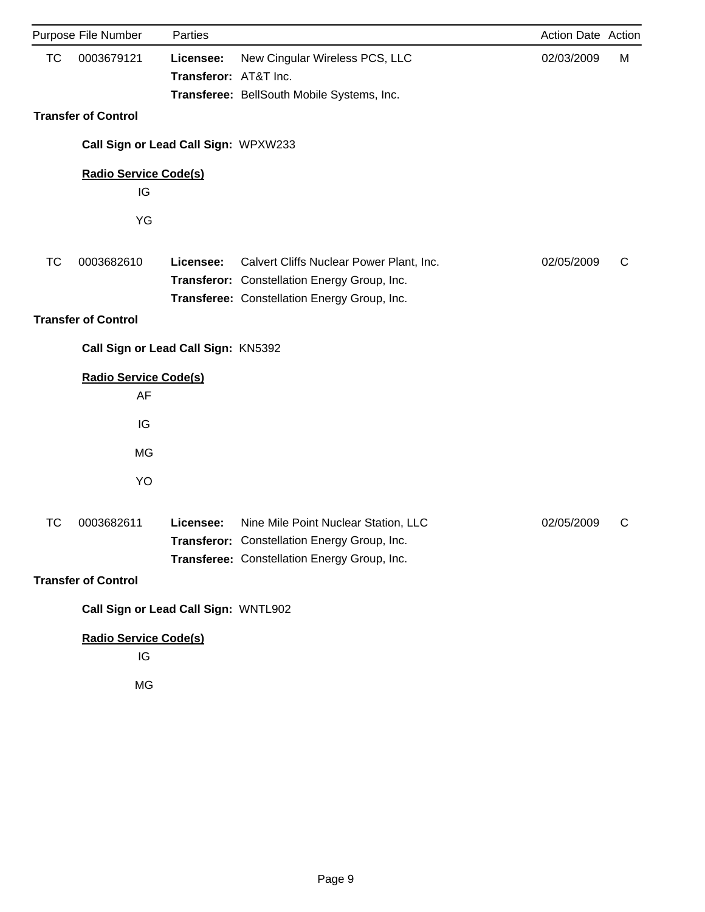| Purpose | File Number | Parties | | Action Date | Action |
|---|---|---|---|---|---|
| TC | 0003679121 | **Licensee:** | New Cingular Wireless PCS, LLC | 02/03/2009 | M |
| | | **Transferor:** | AT&T Inc. | | |
| | | **Transferee:** | BellSouth Mobile Systems, Inc. | | |

**Transfer of Control**

**Call Sign or Lead Call Sign:** WPXW233

**Radio Service Code(s)**

IG

YG

| Purpose | File Number | Parties | | Action Date | Action |
|---|---|---|---|---|---|
| TC | 0003682610 | **Licensee:** | Calvert Cliffs Nuclear Power Plant, Inc. | 02/05/2009 | C |
| | | **Transferor:** | Constellation Energy Group, Inc. | | |
| | | **Transferee:** | Constellation Energy Group, Inc. | | |

**Transfer of Control**

**Call Sign or Lead Call Sign:** KN5392

**Radio Service Code(s)**

AF

IG

MG

YO

| Purpose | File Number | Parties | | Action Date | Action |
|---|---|---|---|---|---|
| TC | 0003682611 | **Licensee:** | Nine Mile Point Nuclear Station, LLC | 02/05/2009 | C |
| | | **Transferor:** | Constellation Energy Group, Inc. | | |
| | | **Transferee:** | Constellation Energy Group, Inc. | | |

**Transfer of Control**

**Call Sign or Lead Call Sign:** WNTL902

**Radio Service Code(s)**

IG

MG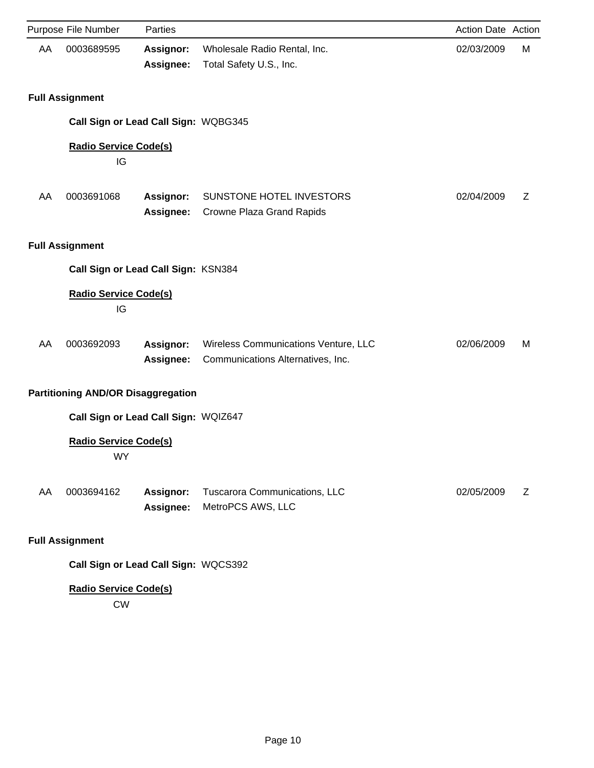| Purpose | File Number | Parties | | Action Date | Action |
|---|---|---|---|---|---|
| AA | 0003689595 | **Assignor:** | Wholesale Radio Rental, Inc. | 02/03/2009 | M |
| | | **Assignee:** | Total Safety U.S., Inc. | | |

**Full Assignment**

**Call Sign or Lead Call Sign:** WQBG345

**Radio Service Code(s)**

IG

| Purpose | File Number | Parties | | Action Date | Action |
|---|---|---|---|---|---|
| AA | 0003691068 | **Assignor:** | SUNSTONE HOTEL INVESTORS | 02/04/2009 | Z |
| | | **Assignee:** | Crowne Plaza Grand Rapids | | |

**Full Assignment**

**Call Sign or Lead Call Sign:** KSN384

**Radio Service Code(s)**

IG

| Purpose | File Number | Parties | | Action Date | Action |
|---|---|---|---|---|---|
| AA | 0003692093 | **Assignor:** | Wireless Communications Venture, LLC | 02/06/2009 | M |
| | | **Assignee:** | Communications Alternatives, Inc. | | |

**Partitioning AND/OR Disaggregation**

**Call Sign or Lead Call Sign:** WQIZ647

**Radio Service Code(s)**

WY

| Purpose | File Number | Parties | | Action Date | Action |
|---|---|---|---|---|---|
| AA | 0003694162 | **Assignor:** | Tuscarora Communications, LLC | 02/05/2009 | Z |
| | | **Assignee:** | MetroPCS AWS, LLC | | |

**Full Assignment**

**Call Sign or Lead Call Sign:** WQCS392

**Radio Service Code(s)**

CW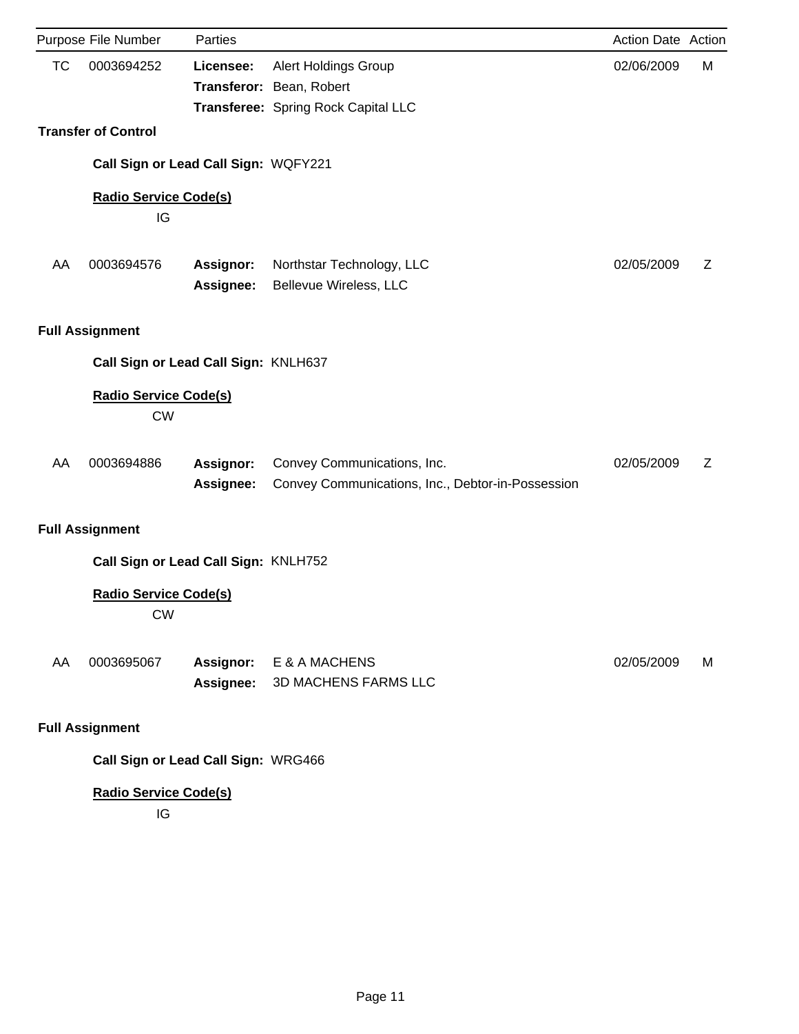| Purpose | File Number | Parties | | Action Date | Action |
|---|---|---|---|---|---|
| TC | 0003694252 | **Licensee:** | Alert Holdings Group | 02/06/2009 | M |
| | | **Transferor:** | Bean, Robert | | |
| | | **Transferee:** | Spring Rock Capital LLC | | |

**Transfer of Control**

**Call Sign or Lead Call Sign:** WQFY221

**Radio Service Code(s)**

IG

| Purpose | File Number | Parties | | Action Date | Action |
|---|---|---|---|---|---|
| AA | 0003694576 | **Assignor:** | Northstar Technology, LLC | 02/05/2009 | Z |
| | | **Assignee:** | Bellevue Wireless, LLC | | |

**Full Assignment**

**Call Sign or Lead Call Sign:** KNLH637

**Radio Service Code(s)**

CW

| Purpose | File Number | Parties | | Action Date | Action |
|---|---|---|---|---|---|
| AA | 0003694886 | **Assignor:** | Convey Communications, Inc. | 02/05/2009 | Z |
| | | **Assignee:** | Convey Communications, Inc., Debtor-in-Possession | | |

**Full Assignment**

**Call Sign or Lead Call Sign:** KNLH752

**Radio Service Code(s)**

CW

| Purpose | File Number | Parties | | Action Date | Action |
|---|---|---|---|---|---|
| AA | 0003695067 | **Assignor:** | E & A MACHENS | 02/05/2009 | M |
| | | **Assignee:** | 3D MACHENS FARMS LLC | | |

**Full Assignment**

**Call Sign or Lead Call Sign:** WRG466

**Radio Service Code(s)**

IG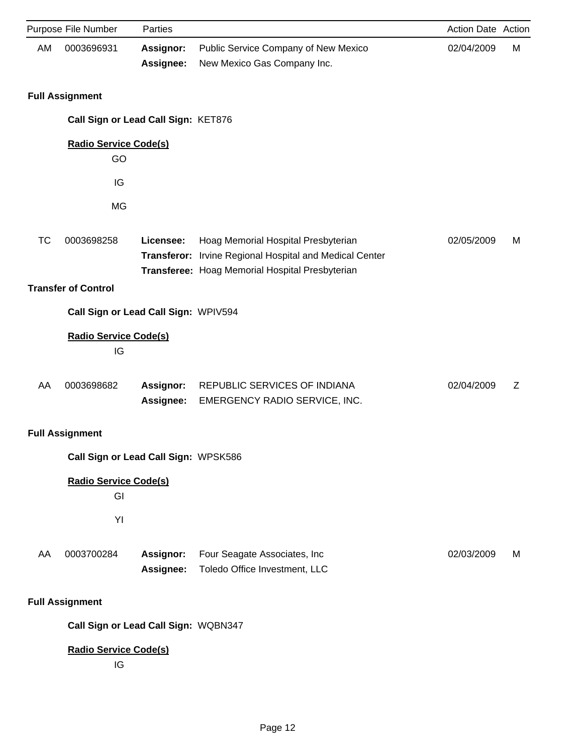| Purpose | File Number | Parties | | Action Date | Action |
|---|---|---|---|---|---|
| AM | 0003696931 | **Assignor:** | Public Service Company of New Mexico | 02/04/2009 | M |
| | | **Assignee:** | New Mexico Gas Company Inc. | | |

**Full Assignment**

**Call Sign or Lead Call Sign:** KET876

**Radio Service Code(s)**

GO

IG

MG

| Purpose | File Number | Parties | | Action Date | Action |
|---|---|---|---|---|---|
| TC | 0003698258 | **Licensee:** | Hoag Memorial Hospital Presbyterian | 02/05/2009 | M |
| | | **Transferor:** | Irvine Regional Hospital and Medical Center | | |
| | | **Transferee:** | Hoag Memorial Hospital Presbyterian | | |

**Transfer of Control**

**Call Sign or Lead Call Sign:** WPIV594

**Radio Service Code(s)**

IG

| Purpose | File Number | Parties | | Action Date | Action |
|---|---|---|---|---|---|
| AA | 0003698682 | **Assignor:** | REPUBLIC SERVICES OF INDIANA | 02/04/2009 | Z |
| | | **Assignee:** | EMERGENCY RADIO SERVICE, INC. | | |

**Full Assignment**

**Call Sign or Lead Call Sign:** WPSK586

**Radio Service Code(s)**

GI

YI

| Purpose | File Number | Parties | | Action Date | Action |
|---|---|---|---|---|---|
| AA | 0003700284 | **Assignor:** | Four Seagate Associates, Inc | 02/03/2009 | M |
| | | **Assignee:** | Toledo Office Investment, LLC | | |

**Full Assignment**

**Call Sign or Lead Call Sign:** WQBN347

**Radio Service Code(s)**

IG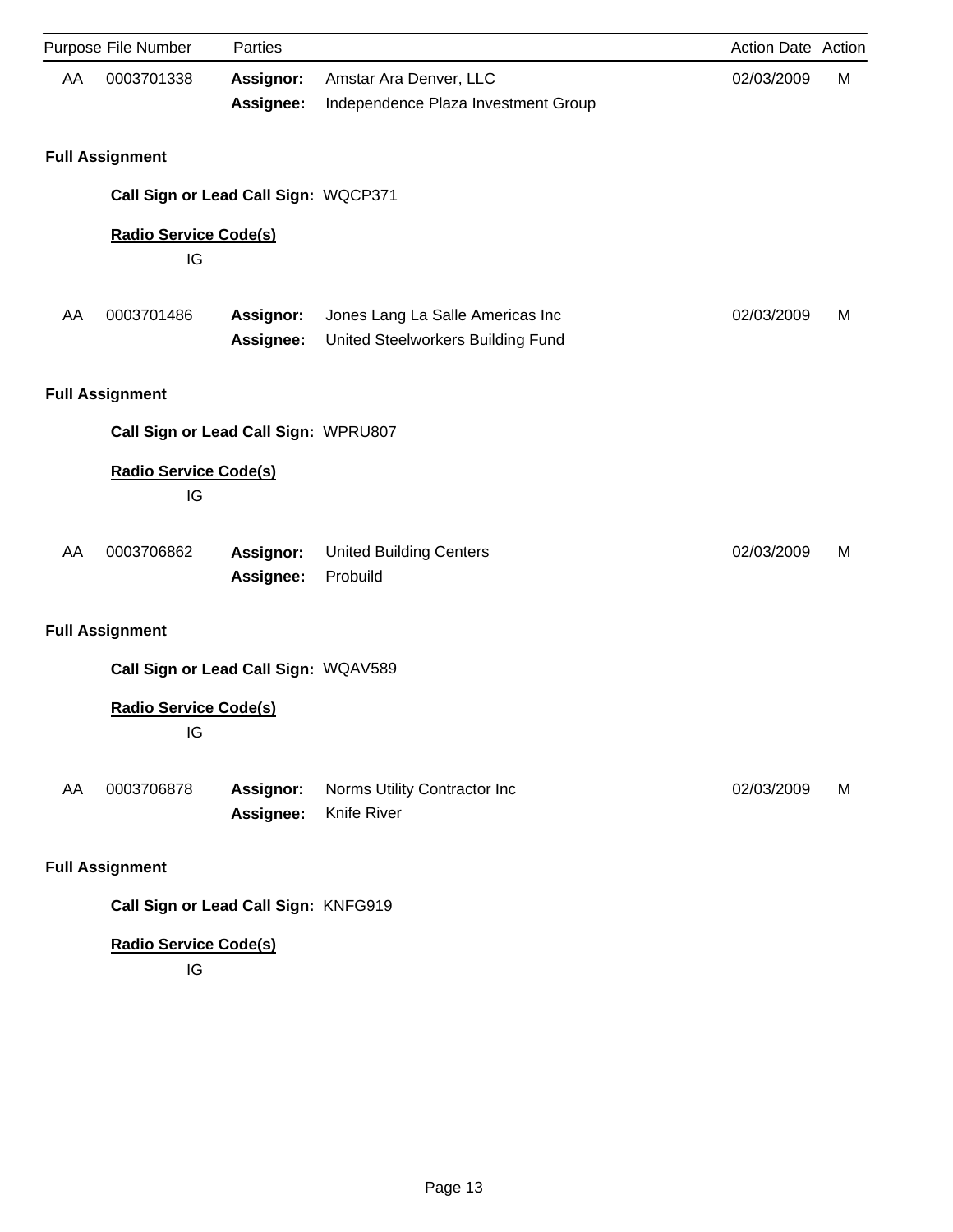| Purpose | File Number | Parties | | Action Date | Action |
|---|---|---|---|---|---|
| AA | 0003701338 | **Assignor:** | Amstar Ara Denver, LLC | 02/03/2009 | M |
| | | **Assignee:** | Independence Plaza Investment Group | | |

**Full Assignment**

**Call Sign or Lead Call Sign:** WQCP371

**Radio Service Code(s)**

IG

| Purpose | File Number | Parties | | Action Date | Action |
|---|---|---|---|---|---|
| AA | 0003701486 | **Assignor:** | Jones Lang La Salle Americas Inc | 02/03/2009 | M |
| | | **Assignee:** | United Steelworkers Building Fund | | |

**Full Assignment**

**Call Sign or Lead Call Sign:** WPRU807

**Radio Service Code(s)**

IG

| Purpose | File Number | Parties | | Action Date | Action |
|---|---|---|---|---|---|
| AA | 0003706862 | **Assignor:** | United Building Centers | 02/03/2009 | M |
| | | **Assignee:** | Probuild | | |

**Full Assignment**

**Call Sign or Lead Call Sign:** WQAV589

**Radio Service Code(s)**

IG

| Purpose | File Number | Parties | | Action Date | Action |
|---|---|---|---|---|---|
| AA | 0003706878 | **Assignor:** | Norms Utility Contractor Inc | 02/03/2009 | M |
| | | **Assignee:** | Knife River | | |

**Full Assignment**

**Call Sign or Lead Call Sign:** KNFG919

**Radio Service Code(s)**

IG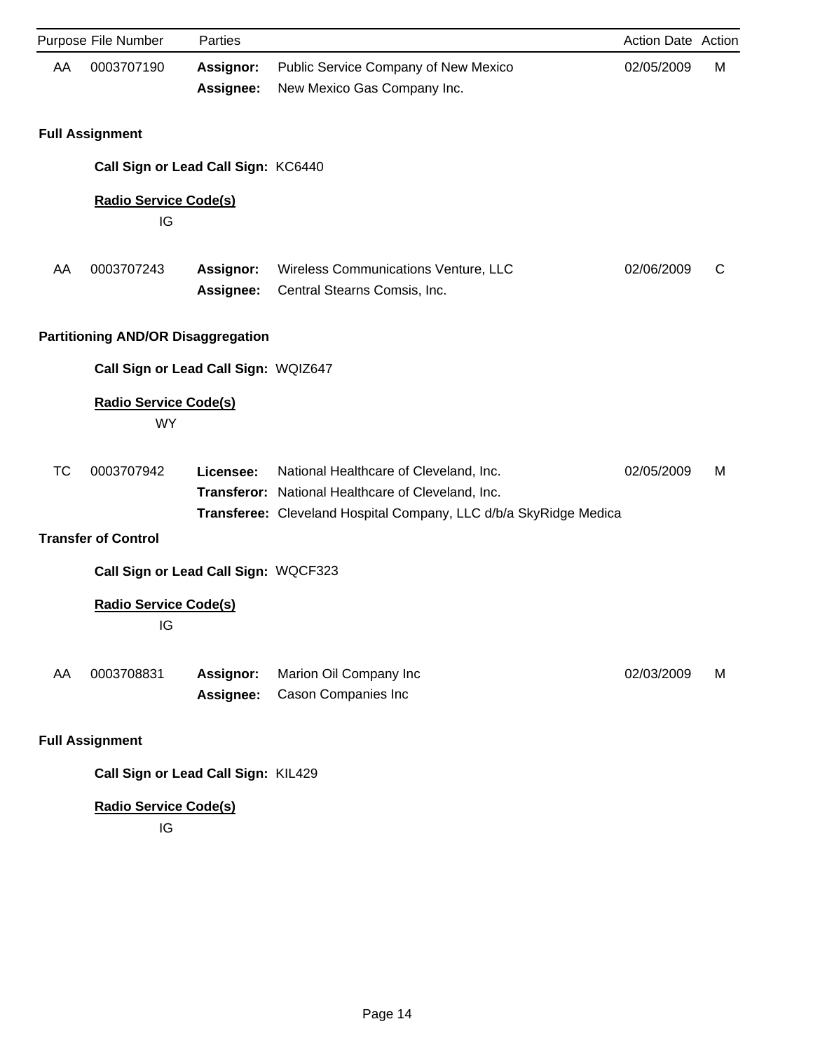| Purpose | File Number | Parties | | Action Date | Action |
|---|---|---|---|---|---|
| AA | 0003707190 | **Assignor:** | Public Service Company of New Mexico | 02/05/2009 | M |
| | | **Assignee:** | New Mexico Gas Company Inc. | | |

**Full Assignment**

**Call Sign or Lead Call Sign:** KC6440

**Radio Service Code(s)**

IG

| Purpose | File Number | Parties | | Action Date | Action |
|---|---|---|---|---|---|
| AA | 0003707243 | **Assignor:** | Wireless Communications Venture, LLC | 02/06/2009 | C |
| | | **Assignee:** | Central Stearns Comsis, Inc. | | |

**Partitioning AND/OR Disaggregation**

**Call Sign or Lead Call Sign:** WQIZ647

**Radio Service Code(s)**

WY

| Purpose | File Number | Parties | | Action Date | Action |
|---|---|---|---|---|---|
| TC | 0003707942 | **Licensee:** | National Healthcare of Cleveland, Inc. | 02/05/2009 | M |
| | | **Transferor:** | National Healthcare of Cleveland, Inc. | | |
| | | **Transferee:** | Cleveland Hospital Company, LLC d/b/a SkyRidge Medica | | |

**Transfer of Control**

**Call Sign or Lead Call Sign:** WQCF323

**Radio Service Code(s)**

IG

| Purpose | File Number | Parties | | Action Date | Action |
|---|---|---|---|---|---|
| AA | 0003708831 | **Assignor:** | Marion Oil Company Inc | 02/03/2009 | M |
| | | **Assignee:** | Cason Companies Inc | | |

**Full Assignment**

**Call Sign or Lead Call Sign:** KIL429

**Radio Service Code(s)**

IG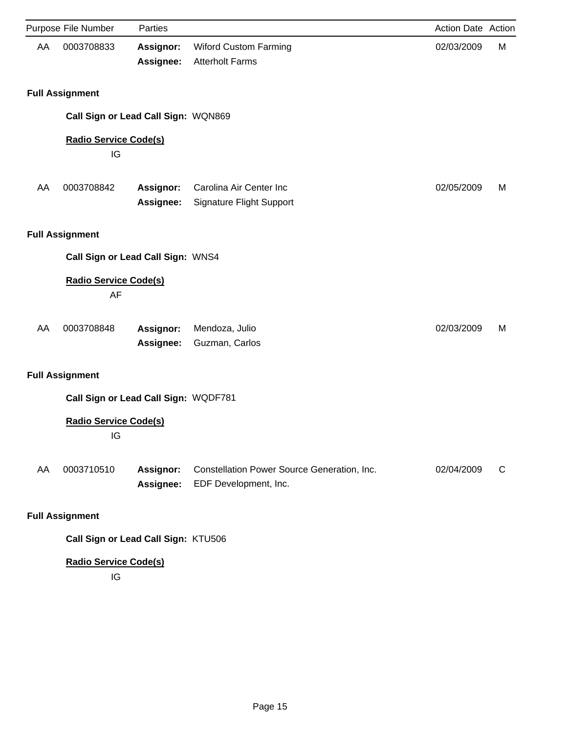| Purpose | File Number | Parties | | Action Date | Action |
|---|---|---|---|---|---|
| AA | 0003708833 | **Assignor:** | Wiford Custom Farming | 02/03/2009 | M |
| | | **Assignee:** | Atterholt Farms | | |

**Full Assignment**

**Call Sign or Lead Call Sign:** WQN869

**Radio Service Code(s)**

IG

| Purpose | File Number | Parties | | Action Date | Action |
|---|---|---|---|---|---|
| AA | 0003708842 | **Assignor:** | Carolina Air Center Inc | 02/05/2009 | M |
| | | **Assignee:** | Signature Flight Support | | |

**Full Assignment**

**Call Sign or Lead Call Sign:** WNS4

**Radio Service Code(s)**

AF

| Purpose | File Number | Parties | | Action Date | Action |
|---|---|---|---|---|---|
| AA | 0003708848 | **Assignor:** | Mendoza, Julio | 02/03/2009 | M |
| | | **Assignee:** | Guzman, Carlos | | |

**Full Assignment**

**Call Sign or Lead Call Sign:** WQDF781

**Radio Service Code(s)**

IG

| Purpose | File Number | Parties | | Action Date | Action |
|---|---|---|---|---|---|
| AA | 0003710510 | **Assignor:** | Constellation Power Source Generation, Inc. | 02/04/2009 | C |
| | | **Assignee:** | EDF Development, Inc. | | |

**Full Assignment**

**Call Sign or Lead Call Sign:** KTU506

**Radio Service Code(s)**

IG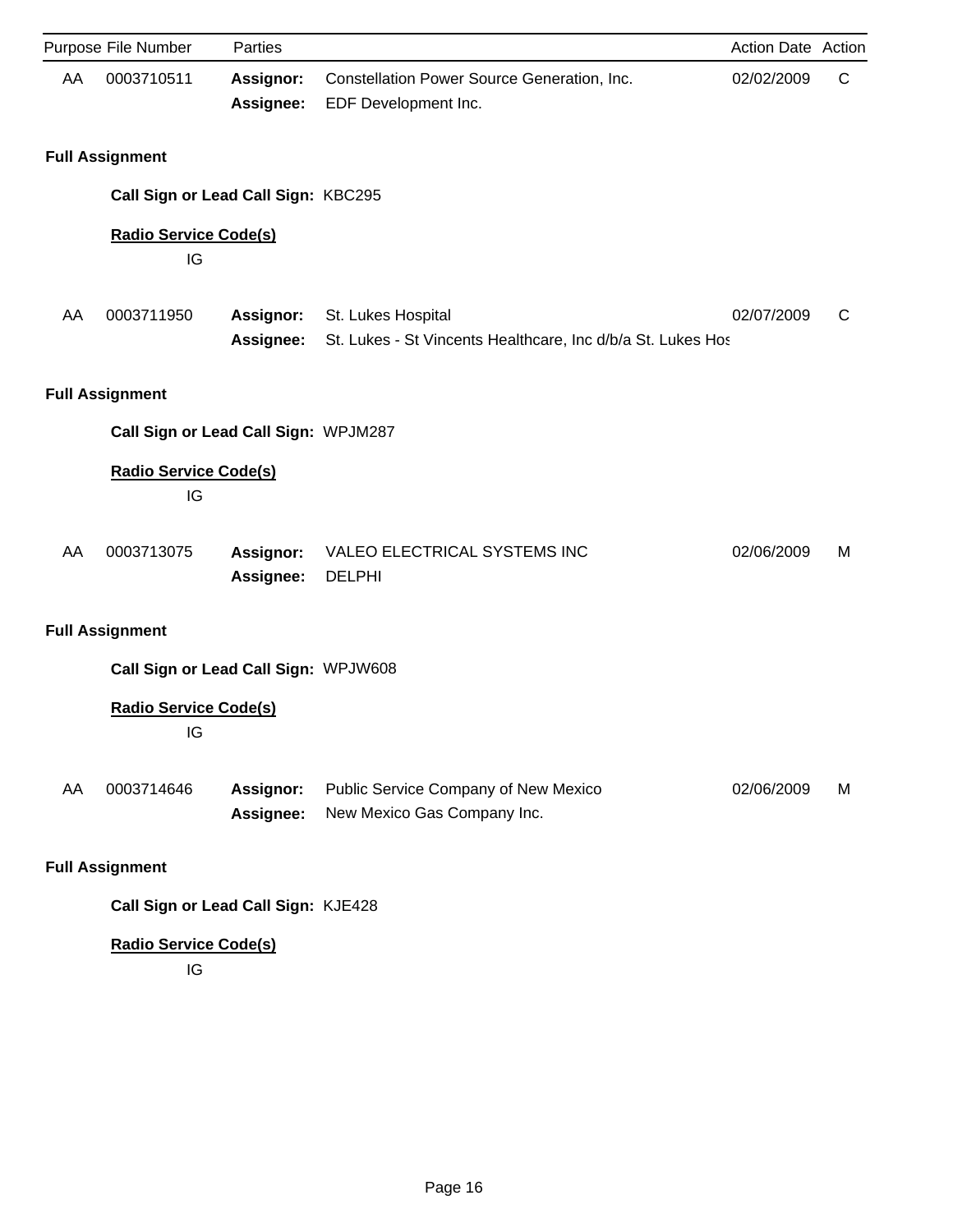| Purpose | File Number | Parties | | Action Date | Action |
|---|---|---|---|---|---|
| AA | 0003710511 | **Assignor:** | Constellation Power Source Generation, Inc. | 02/02/2009 | C |
| | | **Assignee:** | EDF Development Inc. | | |

**Full Assignment**

**Call Sign or Lead Call Sign:** KBC295

**Radio Service Code(s)**

IG

| Purpose | File Number | Parties | | Action Date | Action |
|---|---|---|---|---|---|
| AA | 0003711950 | **Assignor:** | St. Lukes Hospital | 02/07/2009 | C |
| | | **Assignee:** | St. Lukes - St Vincents Healthcare, Inc d/b/a St. Lukes Hos | | |

**Full Assignment**

**Call Sign or Lead Call Sign:** WPJM287

**Radio Service Code(s)**

IG

| Purpose | File Number | Parties | | Action Date | Action |
|---|---|---|---|---|---|
| AA | 0003713075 | **Assignor:** | VALEO ELECTRICAL SYSTEMS INC | 02/06/2009 | M |
| | | **Assignee:** | DELPHI | | |

**Full Assignment**

**Call Sign or Lead Call Sign:** WPJW608

**Radio Service Code(s)**

IG

| Purpose | File Number | Parties | | Action Date | Action |
|---|---|---|---|---|---|
| AA | 0003714646 | **Assignor:** | Public Service Company of New Mexico | 02/06/2009 | M |
| | | **Assignee:** | New Mexico Gas Company Inc. | | |

**Full Assignment**

**Call Sign or Lead Call Sign:** KJE428

**Radio Service Code(s)**

IG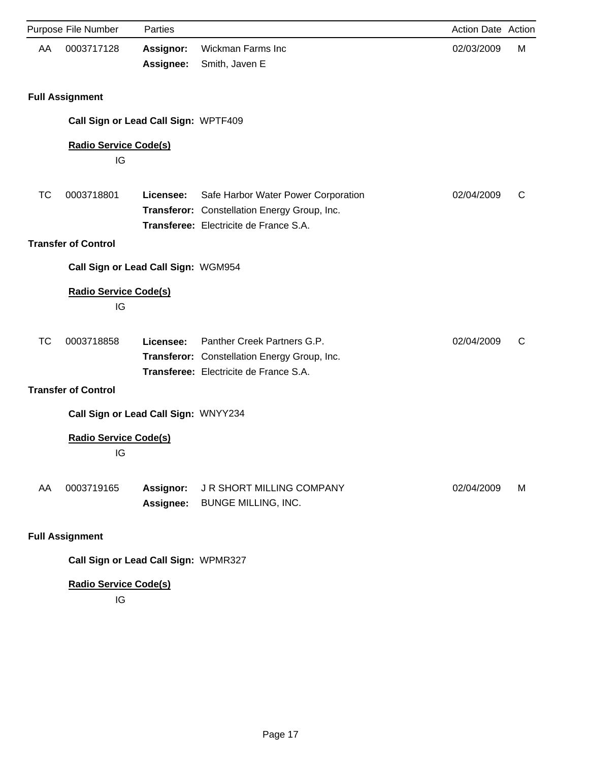| Purpose | File Number | Parties | | Action Date | Action |
|---|---|---|---|---|---|
| AA | 0003717128 | **Assignor:** | Wickman Farms Inc | 02/03/2009 | M |
| | | **Assignee:** | Smith, Javen E | | |

**Full Assignment**

**Call Sign or Lead Call Sign:** WPTF409

**Radio Service Code(s)**

IG

| Purpose | File Number | Parties | | Action Date | Action |
|---|---|---|---|---|---|
| TC | 0003718801 | **Licensee:** | Safe Harbor Water Power Corporation | 02/04/2009 | C |
| | | **Transferor:** | Constellation Energy Group, Inc. | | |
| | | **Transferee:** | Electricite de France S.A. | | |

**Transfer of Control**

**Call Sign or Lead Call Sign:** WGM954

**Radio Service Code(s)**

IG

| Purpose | File Number | Parties | | Action Date | Action |
|---|---|---|---|---|---|
| TC | 0003718858 | **Licensee:** | Panther Creek Partners G.P. | 02/04/2009 | C |
| | | **Transferor:** | Constellation Energy Group, Inc. | | |
| | | **Transferee:** | Electricite de France S.A. | | |

**Transfer of Control**

**Call Sign or Lead Call Sign:** WNYY234

**Radio Service Code(s)**

IG

| Purpose | File Number | Parties | | Action Date | Action |
|---|---|---|---|---|---|
| AA | 0003719165 | **Assignor:** | J R SHORT MILLING COMPANY | 02/04/2009 | M |
| | | **Assignee:** | BUNGE MILLING, INC. | | |

**Full Assignment**

**Call Sign or Lead Call Sign:** WPMR327

**Radio Service Code(s)**

IG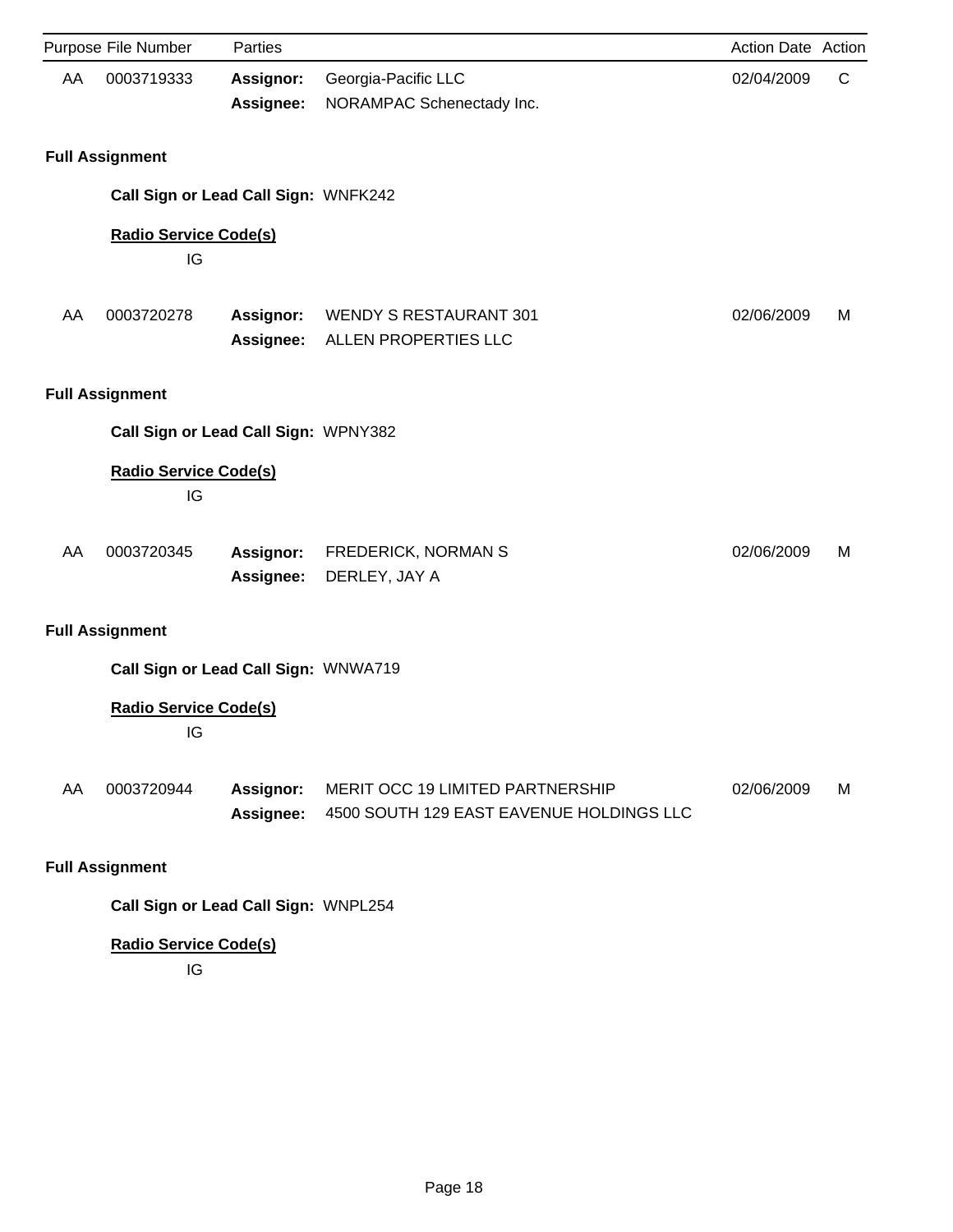| Purpose | File Number | Parties | | Action Date | Action |
|---|---|---|---|---|---|
| AA | 0003719333 | **Assignor:** | Georgia-Pacific LLC | 02/04/2009 | C |
| | | **Assignee:** | NORAMPAC Schenectady Inc. | | |

**Full Assignment**

**Call Sign or Lead Call Sign:** WNFK242

**Radio Service Code(s)**

IG

| Purpose | File Number | Parties | | Action Date | Action |
|---|---|---|---|---|---|
| AA | 0003720278 | **Assignor:** | WENDY S RESTAURANT 301 | 02/06/2009 | M |
| | | **Assignee:** | ALLEN PROPERTIES LLC | | |

**Full Assignment**

**Call Sign or Lead Call Sign:** WPNY382

**Radio Service Code(s)**

IG

| Purpose | File Number | Parties | | Action Date | Action |
|---|---|---|---|---|---|
| AA | 0003720345 | **Assignor:** | FREDERICK, NORMAN S | 02/06/2009 | M |
| | | **Assignee:** | DERLEY, JAY A | | |

**Full Assignment**

**Call Sign or Lead Call Sign:** WNWA719

**Radio Service Code(s)**

IG

| Purpose | File Number | Parties | | Action Date | Action |
|---|---|---|---|---|---|
| AA | 0003720944 | **Assignor:** | MERIT OCC 19 LIMITED PARTNERSHIP | 02/06/2009 | M |
| | | **Assignee:** | 4500 SOUTH 129 EAST EAVENUE HOLDINGS LLC | | |

**Full Assignment**

**Call Sign or Lead Call Sign:** WNPL254

**Radio Service Code(s)**

IG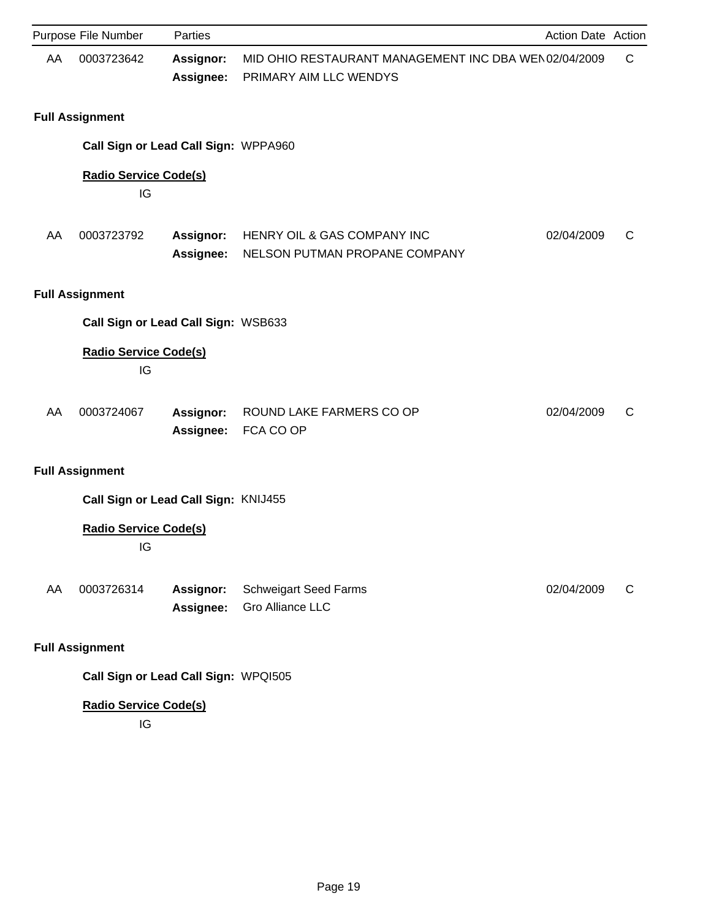| Purpose | File Number | Parties | | Action Date | Action |
|---|---|---|---|---|---|
| AA | 0003723642 | **Assignor:** | MID OHIO RESTAURANT MANAGEMENT INC DBA WEN | 02/04/2009 | C |
| | | **Assignee:** | PRIMARY AIM LLC WENDYS | | |

**Full Assignment**

**Call Sign or Lead Call Sign:** WPPA960

**Radio Service Code(s)**

IG

| Purpose | File Number | Parties | | Action Date | Action |
|---|---|---|---|---|---|
| AA | 0003723792 | **Assignor:** | HENRY OIL & GAS COMPANY INC | 02/04/2009 | C |
| | | **Assignee:** | NELSON PUTMAN PROPANE COMPANY | | |

**Full Assignment**

**Call Sign or Lead Call Sign:** WSB633

**Radio Service Code(s)**

IG

| Purpose | File Number | Parties | | Action Date | Action |
|---|---|---|---|---|---|
| AA | 0003724067 | **Assignor:** | ROUND LAKE FARMERS CO OP | 02/04/2009 | C |
| | | **Assignee:** | FCA CO OP | | |

**Full Assignment**

**Call Sign or Lead Call Sign:** KNIJ455

**Radio Service Code(s)**

IG

| Purpose | File Number | Parties | | Action Date | Action |
|---|---|---|---|---|---|
| AA | 0003726314 | **Assignor:** | Schweigart Seed Farms | 02/04/2009 | C |
| | | **Assignee:** | Gro Alliance LLC | | |

**Full Assignment**

**Call Sign or Lead Call Sign:** WPQI505

**Radio Service Code(s)**

IG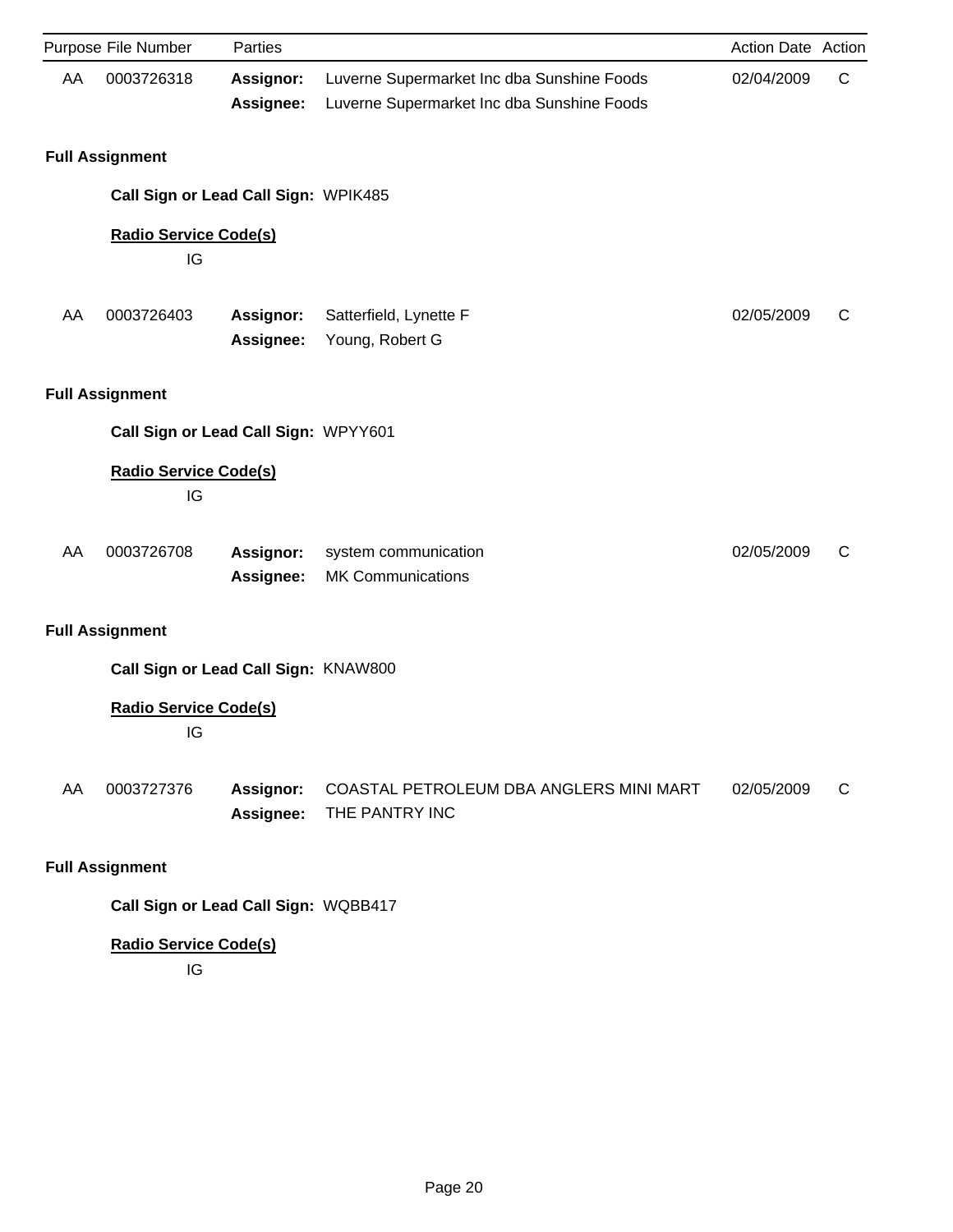| Purpose | File Number | Parties | | Action Date | Action |
|---|---|---|---|---|---|
| AA | 0003726318 | **Assignor:** | Luverne Supermarket Inc dba Sunshine Foods | 02/04/2009 | C |
| | | **Assignee:** | Luverne Supermarket Inc dba Sunshine Foods | | |

**Full Assignment**

**Call Sign or Lead Call Sign:** WPIK485

**Radio Service Code(s)**

IG

| Purpose | File Number | Parties | | Action Date | Action |
|---|---|---|---|---|---|
| AA | 0003726403 | **Assignor:** | Satterfield, Lynette F | 02/05/2009 | C |
| | | **Assignee:** | Young, Robert G | | |

**Full Assignment**

**Call Sign or Lead Call Sign:** WPYY601

**Radio Service Code(s)**

IG

| Purpose | File Number | Parties | | Action Date | Action |
|---|---|---|---|---|---|
| AA | 0003726708 | **Assignor:** | system communication | 02/05/2009 | C |
| | | **Assignee:** | MK Communications | | |

**Full Assignment**

**Call Sign or Lead Call Sign:** KNAW800

**Radio Service Code(s)**

IG

| Purpose | File Number | Parties | | Action Date | Action |
|---|---|---|---|---|---|
| AA | 0003727376 | **Assignor:** | COASTAL PETROLEUM DBA ANGLERS MINI MART | 02/05/2009 | C |
| | | **Assignee:** | THE PANTRY INC | | |

**Full Assignment**

**Call Sign or Lead Call Sign:** WQBB417

**Radio Service Code(s)**

IG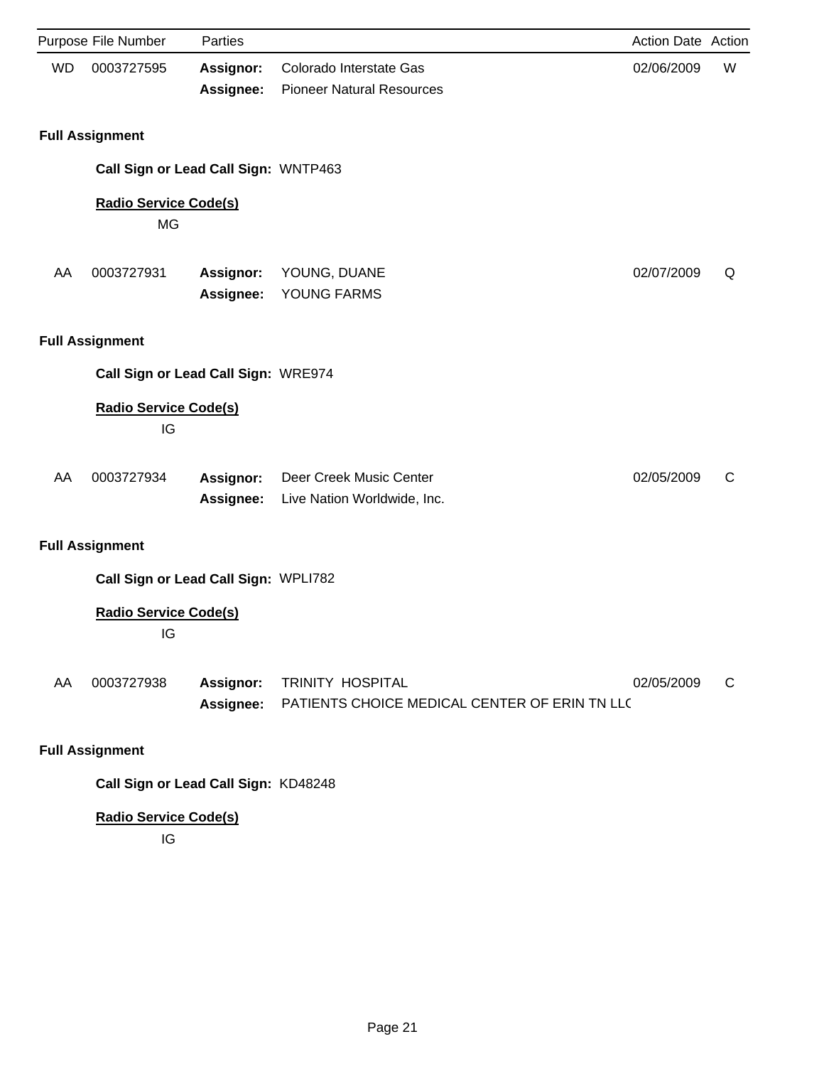| Purpose | File Number | Parties | | Action Date | Action |
|---|---|---|---|---|---|
| WD | 0003727595 | **Assignor:** | Colorado Interstate Gas | 02/06/2009 | W |
| | | **Assignee:** | Pioneer Natural Resources | | |

**Full Assignment**

**Call Sign or Lead Call Sign:** WNTP463

**Radio Service Code(s)**

MG

| Purpose | File Number | Parties | | Action Date | Action |
|---|---|---|---|---|---|
| AA | 0003727931 | **Assignor:** | YOUNG, DUANE | 02/07/2009 | Q |
| | | **Assignee:** | YOUNG FARMS | | |

**Full Assignment**

**Call Sign or Lead Call Sign:** WRE974

**Radio Service Code(s)**

IG

| Purpose | File Number | Parties | | Action Date | Action |
|---|---|---|---|---|---|
| AA | 0003727934 | **Assignor:** | Deer Creek Music Center | 02/05/2009 | C |
| | | **Assignee:** | Live Nation Worldwide, Inc. | | |

**Full Assignment**

**Call Sign or Lead Call Sign:** WPLI782

**Radio Service Code(s)**

IG

| Purpose | File Number | Parties | | Action Date | Action |
|---|---|---|---|---|---|
| AA | 0003727938 | **Assignor:** | TRINITY HOSPITAL | 02/05/2009 | C |
| | | **Assignee:** | PATIENTS CHOICE MEDICAL CENTER OF ERIN TN LLC | | |

**Full Assignment**

**Call Sign or Lead Call Sign:** KD48248

**Radio Service Code(s)**

IG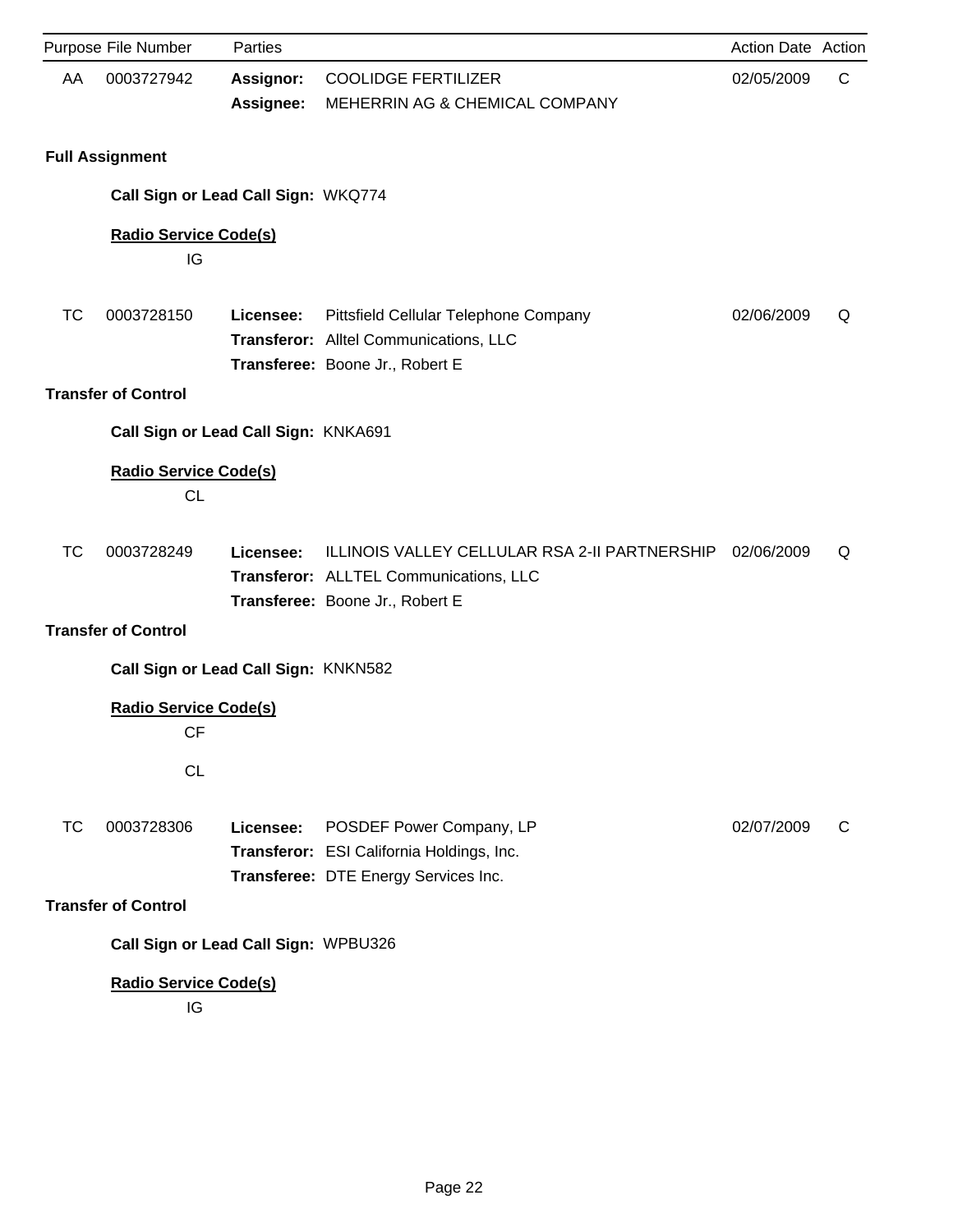| Purpose | File Number | Parties | | Action Date | Action |
|---|---|---|---|---|---|
| AA | 0003727942 | **Assignor:** | COOLIDGE FERTILIZER | 02/05/2009 | C |
| | | **Assignee:** | MEHERRIN AG & CHEMICAL COMPANY | | |

**Full Assignment**

**Call Sign or Lead Call Sign:** WKQ774

**Radio Service Code(s)**

IG

| Purpose | File Number | Parties | | Action Date | Action |
|---|---|---|---|---|---|
| TC | 0003728150 | **Licensee:** | Pittsfield Cellular Telephone Company | 02/06/2009 | Q |
| | | **Transferor:** | Alltel Communications, LLC | | |
| | | **Transferee:** | Boone Jr., Robert E | | |

**Transfer of Control**

**Call Sign or Lead Call Sign:** KNKA691

**Radio Service Code(s)**

CL

| Purpose | File Number | Parties | | Action Date | Action |
|---|---|---|---|---|---|
| TC | 0003728249 | **Licensee:** | ILLINOIS VALLEY CELLULAR RSA 2-II PARTNERSHIP | 02/06/2009 | Q |
| | | **Transferor:** | ALLTEL Communications, LLC | | |
| | | **Transferee:** | Boone Jr., Robert E | | |

**Transfer of Control**

**Call Sign or Lead Call Sign:** KNKN582

**Radio Service Code(s)**

CF

CL

| Purpose | File Number | Parties | | Action Date | Action |
|---|---|---|---|---|---|
| TC | 0003728306 | **Licensee:** | POSDEF Power Company, LP | 02/07/2009 | C |
| | | **Transferor:** | ESI California Holdings, Inc. | | |
| | | **Transferee:** | DTE Energy Services Inc. | | |

**Transfer of Control**

**Call Sign or Lead Call Sign:** WPBU326

**Radio Service Code(s)**

IG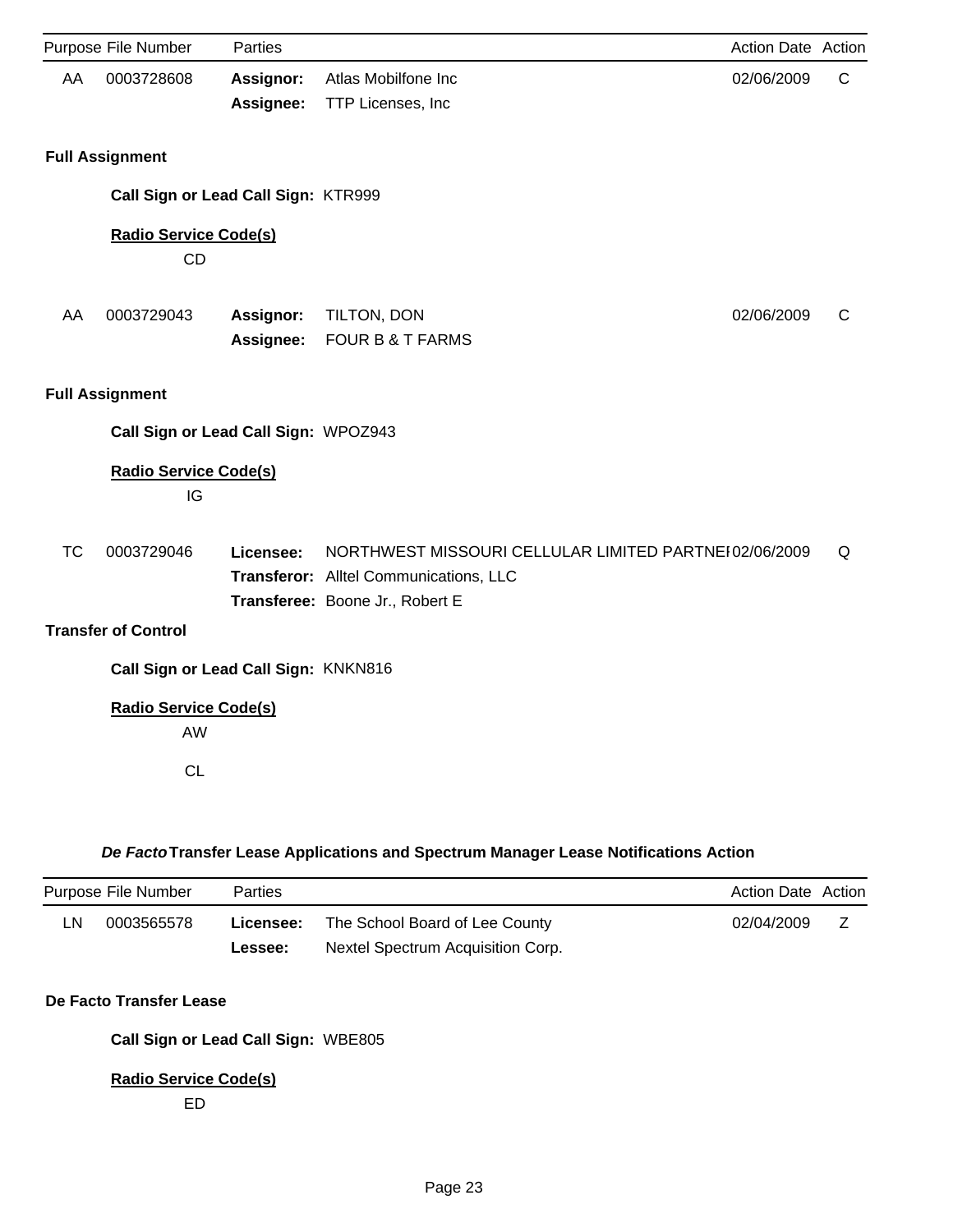| Purpose | File Number | Parties | | Action Date | Action |
|---|---|---|---|---|---|
| AA | 0003728608 | **Assignor:** | Atlas Mobilfone Inc | 02/06/2009 | C |
| | | **Assignee:** | TTP Licenses, Inc | | |

**Full Assignment**

**Call Sign or Lead Call Sign:** KTR999

**Radio Service Code(s)**

CD

| Purpose | File Number | Parties | | Action Date | Action |
|---|---|---|---|---|---|
| AA | 0003729043 | **Assignor:** | TILTON, DON | 02/06/2009 | C |
| | | **Assignee:** | FOUR B & T FARMS | | |

**Full Assignment**

**Call Sign or Lead Call Sign:** WPOZ943

**Radio Service Code(s)**

IG

| Purpose | File Number | Parties | | Action Date | Action |
|---|---|---|---|---|---|
| TC | 0003729046 | **Licensee:** | NORTHWEST MISSOURI CELLULAR LIMITED PARTNEI | 02/06/2009 | Q |
| | | **Transferor:** | Alltel Communications, LLC | | |
| | | **Transferee:** | Boone Jr., Robert E | | |

**Transfer of Control**

**Call Sign or Lead Call Sign:** KNKN816

**Radio Service Code(s)**

AW

CL

## *De Facto* Transfer Lease Applications and Spectrum Manager Lease Notifications Action

| Purpose | File Number | Parties | | Action Date | Action |
|---|---|---|---|---|---|
| LN | 0003565578 | **Licensee:** | The School Board of Lee County | 02/04/2009 | Z |
| | | **Lessee:** | Nextel Spectrum Acquisition Corp. | | |

**De Facto Transfer Lease**

**Call Sign or Lead Call Sign:** WBE805

**Radio Service Code(s)**

ED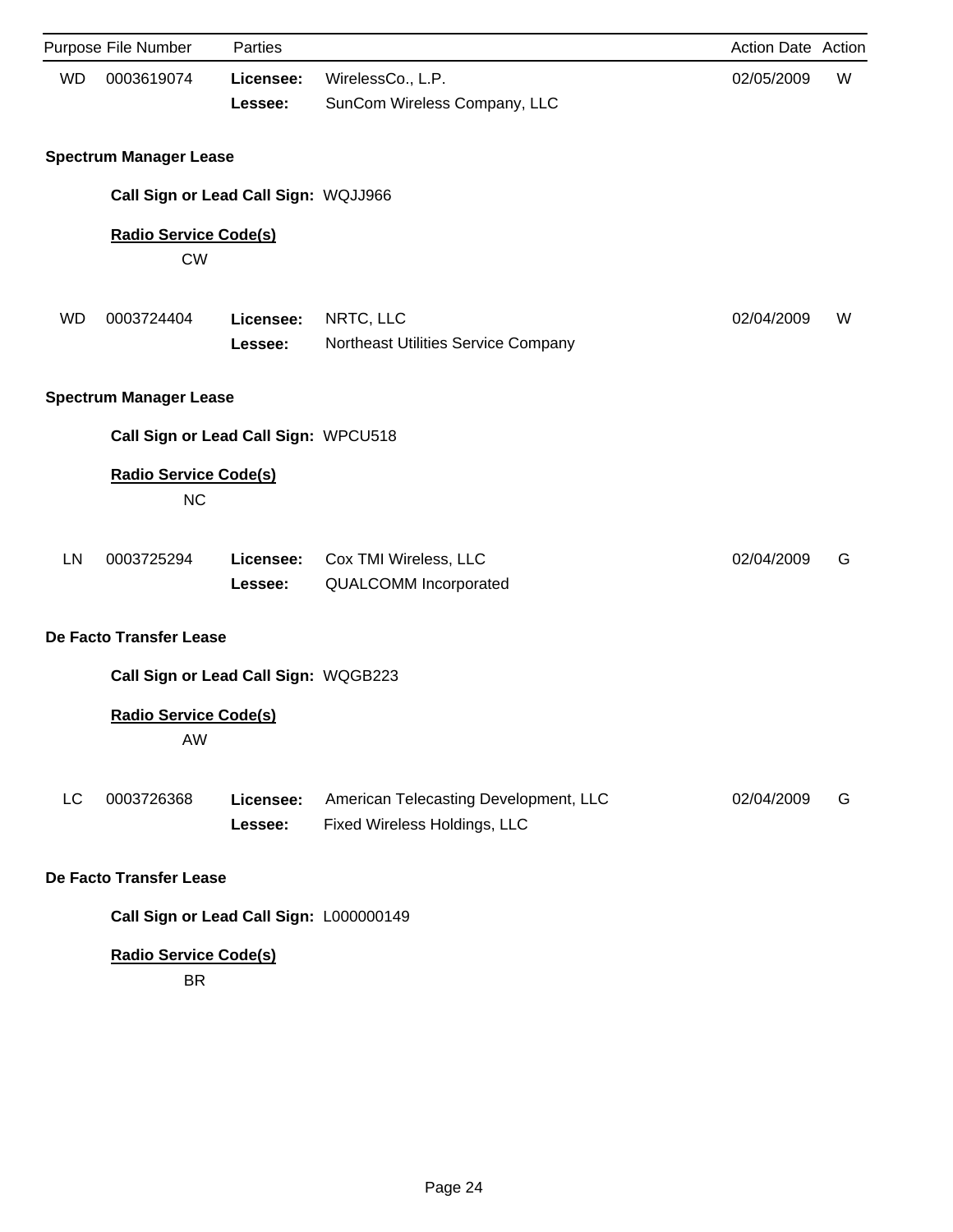| Purpose | File Number | Parties | | Action Date | Action |
|---|---|---|---|---|---|
| WD | 0003619074 | **Licensee:** | WirelessCo., L.P. | 02/05/2009 | W |
| | | **Lessee:** | SunCom Wireless Company, LLC | | |

**Spectrum Manager Lease**

**Call Sign or Lead Call Sign:** WQJJ966

**Radio Service Code(s)**

CW

| Purpose | File Number | Parties | | Action Date | Action |
|---|---|---|---|---|---|
| WD | 0003724404 | **Licensee:** | NRTC, LLC | 02/04/2009 | W |
| | | **Lessee:** | Northeast Utilities Service Company | | |

**Spectrum Manager Lease**

**Call Sign or Lead Call Sign:** WPCU518

**Radio Service Code(s)**

NC

| Purpose | File Number | Parties | | Action Date | Action |
|---|---|---|---|---|---|
| LN | 0003725294 | **Licensee:** | Cox TMI Wireless, LLC | 02/04/2009 | G |
| | | **Lessee:** | QUALCOMM Incorporated | | |

**De Facto Transfer Lease**

**Call Sign or Lead Call Sign:** WQGB223

**Radio Service Code(s)**

AW

| Purpose | File Number | Parties | | Action Date | Action |
|---|---|---|---|---|---|
| LC | 0003726368 | **Licensee:** | American Telecasting Development, LLC | 02/04/2009 | G |
| | | **Lessee:** | Fixed Wireless Holdings, LLC | | |

**De Facto Transfer Lease**

**Call Sign or Lead Call Sign:** L000000149

**Radio Service Code(s)**

BR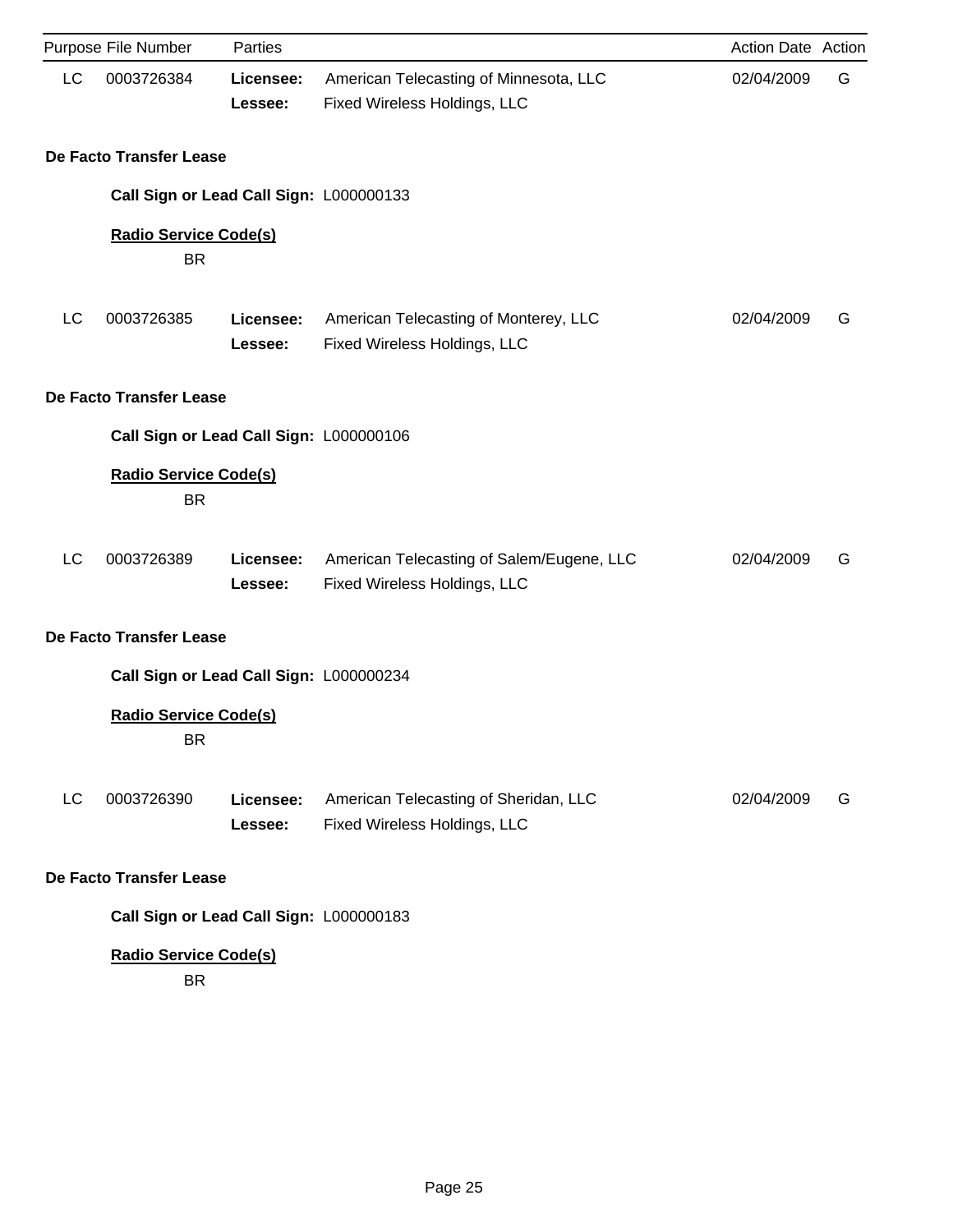| Purpose | File Number | Parties | | Action Date | Action |
|---|---|---|---|---|---|
| LC | 0003726384 | **Licensee:** | American Telecasting of Minnesota, LLC | 02/04/2009 | G |
| | | **Lessee:** | Fixed Wireless Holdings, LLC | | |

**De Facto Transfer Lease**

**Call Sign or Lead Call Sign:** L000000133

**Radio Service Code(s)**

BR

| Purpose | File Number | Parties | | Action Date | Action |
|---|---|---|---|---|---|
| LC | 0003726385 | **Licensee:** | American Telecasting of Monterey, LLC | 02/04/2009 | G |
| | | **Lessee:** | Fixed Wireless Holdings, LLC | | |

**De Facto Transfer Lease**

**Call Sign or Lead Call Sign:** L000000106

**Radio Service Code(s)**

BR

| Purpose | File Number | Parties | | Action Date | Action |
|---|---|---|---|---|---|
| LC | 0003726389 | **Licensee:** | American Telecasting of Salem/Eugene, LLC | 02/04/2009 | G |
| | | **Lessee:** | Fixed Wireless Holdings, LLC | | |

**De Facto Transfer Lease**

**Call Sign or Lead Call Sign:** L000000234

**Radio Service Code(s)**

BR

| Purpose | File Number | Parties | | Action Date | Action |
|---|---|---|---|---|---|
| LC | 0003726390 | **Licensee:** | American Telecasting of Sheridan, LLC | 02/04/2009 | G |
| | | **Lessee:** | Fixed Wireless Holdings, LLC | | |

**De Facto Transfer Lease**

**Call Sign or Lead Call Sign:** L000000183

**Radio Service Code(s)**

BR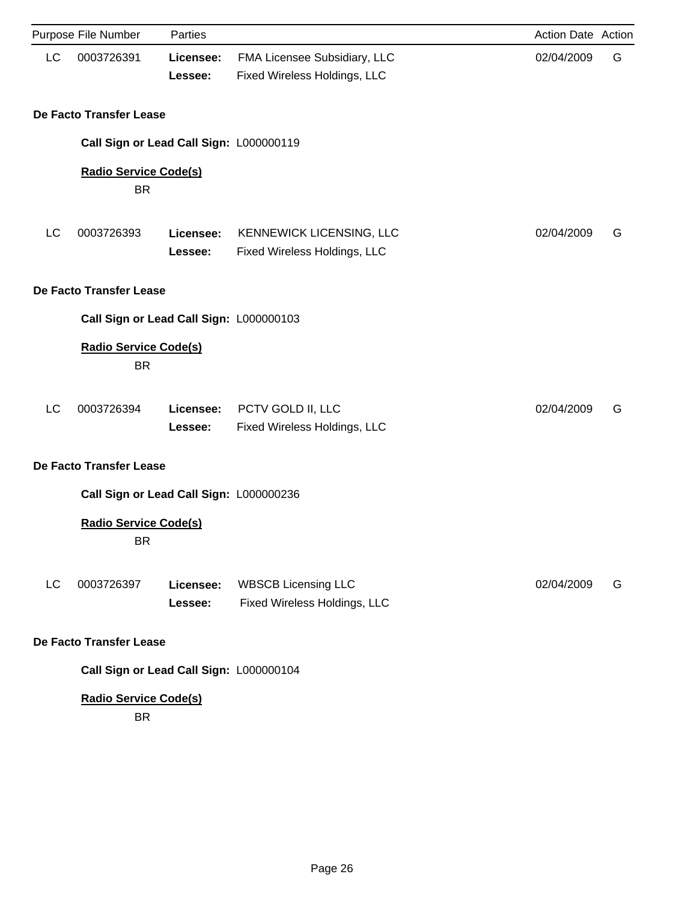| Purpose | File Number | Parties | | Action Date | Action |
|---|---|---|---|---|---|
| LC | 0003726391 | **Licensee:** | FMA Licensee Subsidiary, LLC | 02/04/2009 | G |
| | | **Lessee:** | Fixed Wireless Holdings, LLC | | |

**De Facto Transfer Lease**

**Call Sign or Lead Call Sign:** L000000119

**Radio Service Code(s)**

BR

| Purpose | File Number | Parties | | Action Date | Action |
|---|---|---|---|---|---|
| LC | 0003726393 | **Licensee:** | KENNEWICK LICENSING, LLC | 02/04/2009 | G |
| | | **Lessee:** | Fixed Wireless Holdings, LLC | | |

**De Facto Transfer Lease**

**Call Sign or Lead Call Sign:** L000000103

**Radio Service Code(s)**

BR

| Purpose | File Number | Parties | | Action Date | Action |
|---|---|---|---|---|---|
| LC | 0003726394 | **Licensee:** | PCTV GOLD II, LLC | 02/04/2009 | G |
| | | **Lessee:** | Fixed Wireless Holdings, LLC | | |

**De Facto Transfer Lease**

**Call Sign or Lead Call Sign:** L000000236

**Radio Service Code(s)**

BR

| Purpose | File Number | Parties | | Action Date | Action |
|---|---|---|---|---|---|
| LC | 0003726397 | **Licensee:** | WBSCB Licensing LLC | 02/04/2009 | G |
| | | **Lessee:** | Fixed Wireless Holdings, LLC | | |

**De Facto Transfer Lease**

**Call Sign or Lead Call Sign:** L000000104

**Radio Service Code(s)**

BR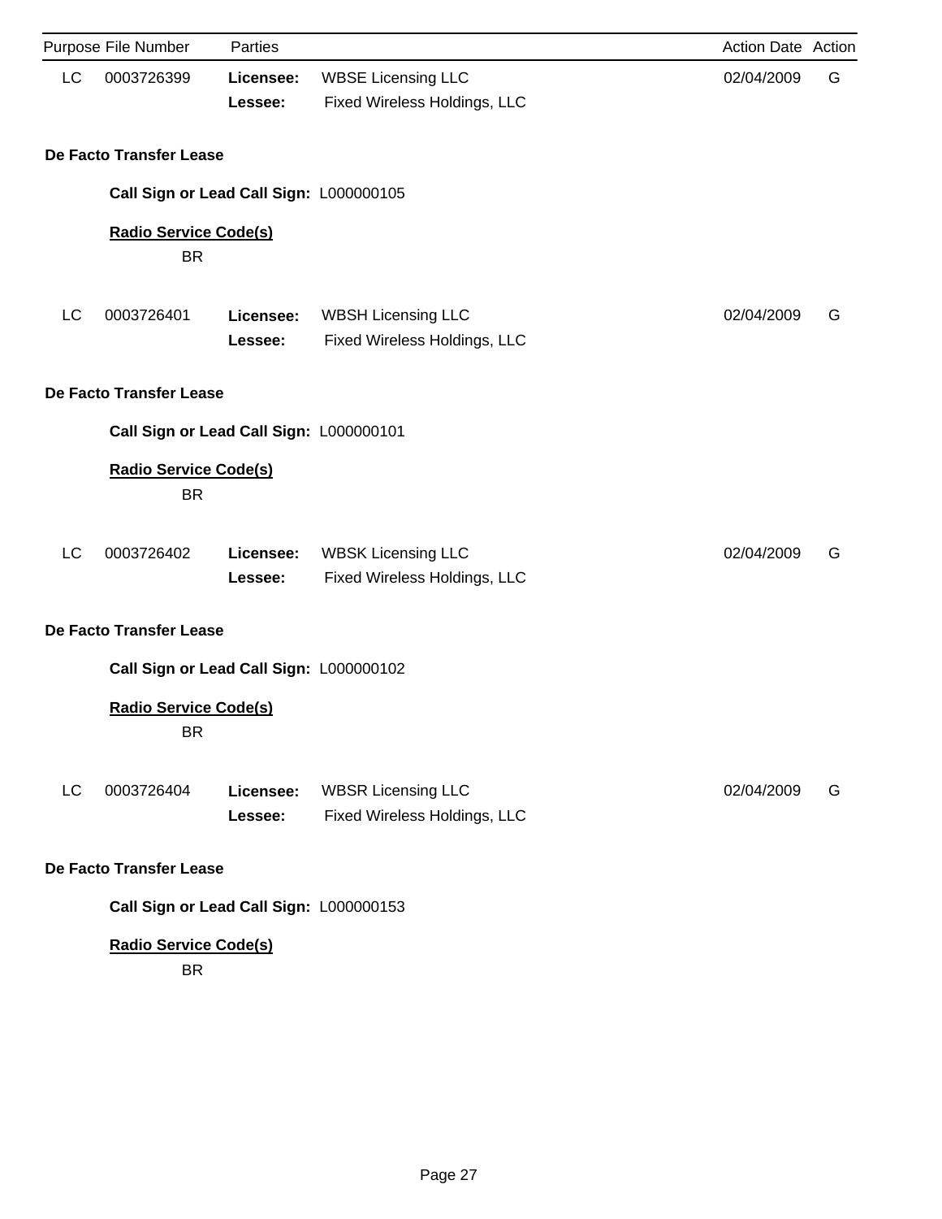| Purpose | File Number | Parties | | Action Date | Action |
|---|---|---|---|---|---|
| LC | 0003726399 | **Licensee:** | WBSE Licensing LLC | 02/04/2009 | G |
| | | **Lessee:** | Fixed Wireless Holdings, LLC | | |

**De Facto Transfer Lease**

**Call Sign or Lead Call Sign:** L000000105

**Radio Service Code(s)**

BR

| Purpose | File Number | Parties | | Action Date | Action |
|---|---|---|---|---|---|
| LC | 0003726401 | **Licensee:** | WBSH Licensing LLC | 02/04/2009 | G |
| | | **Lessee:** | Fixed Wireless Holdings, LLC | | |

**De Facto Transfer Lease**

**Call Sign or Lead Call Sign:** L000000101

**Radio Service Code(s)**

BR

| Purpose | File Number | Parties | | Action Date | Action |
|---|---|---|---|---|---|
| LC | 0003726402 | **Licensee:** | WBSK Licensing LLC | 02/04/2009 | G |
| | | **Lessee:** | Fixed Wireless Holdings, LLC | | |

**De Facto Transfer Lease**

**Call Sign or Lead Call Sign:** L000000102

**Radio Service Code(s)**

BR

| Purpose | File Number | Parties | | Action Date | Action |
|---|---|---|---|---|---|
| LC | 0003726404 | **Licensee:** | WBSR Licensing LLC | 02/04/2009 | G |
| | | **Lessee:** | Fixed Wireless Holdings, LLC | | |

**De Facto Transfer Lease**

**Call Sign or Lead Call Sign:** L000000153

**Radio Service Code(s)**

BR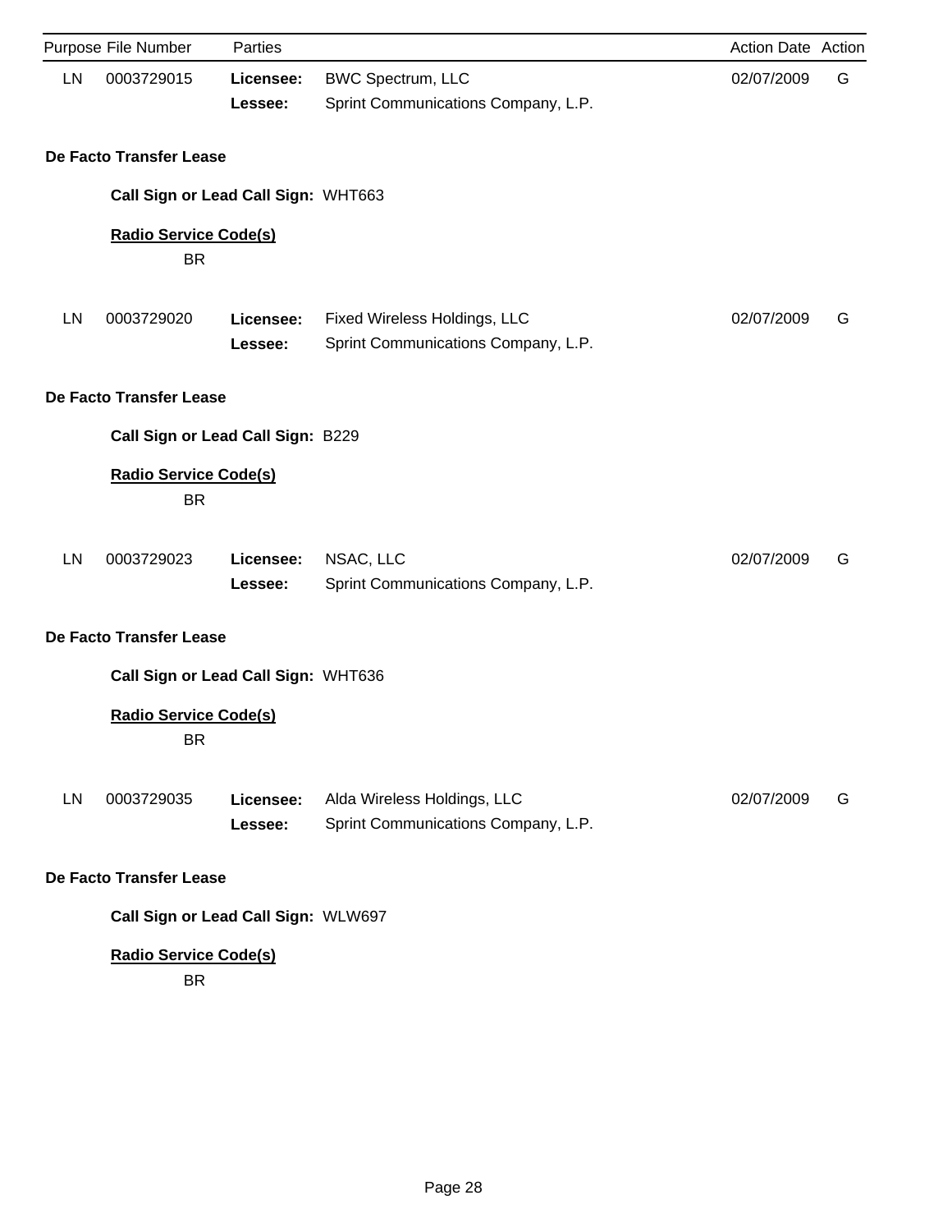| Purpose | File Number | Parties | | Action Date | Action |
|---|---|---|---|---|---|
| LN | 0003729015 | **Licensee:** | BWC Spectrum, LLC | 02/07/2009 | G |
| | | **Lessee:** | Sprint Communications Company, L.P. | | |

**De Facto Transfer Lease**

**Call Sign or Lead Call Sign:** WHT663

**Radio Service Code(s)**

BR

| Purpose | File Number | Parties | | Action Date | Action |
|---|---|---|---|---|---|
| LN | 0003729020 | **Licensee:** | Fixed Wireless Holdings, LLC | 02/07/2009 | G |
| | | **Lessee:** | Sprint Communications Company, L.P. | | |

**De Facto Transfer Lease**

**Call Sign or Lead Call Sign:** B229

**Radio Service Code(s)**

BR

| Purpose | File Number | Parties | | Action Date | Action |
|---|---|---|---|---|---|
| LN | 0003729023 | **Licensee:** | NSAC, LLC | 02/07/2009 | G |
| | | **Lessee:** | Sprint Communications Company, L.P. | | |

**De Facto Transfer Lease**

**Call Sign or Lead Call Sign:** WHT636

**Radio Service Code(s)**

BR

| Purpose | File Number | Parties | | Action Date | Action |
|---|---|---|---|---|---|
| LN | 0003729035 | **Licensee:** | Alda Wireless Holdings, LLC | 02/07/2009 | G |
| | | **Lessee:** | Sprint Communications Company, L.P. | | |

**De Facto Transfer Lease**

**Call Sign or Lead Call Sign:** WLW697

**Radio Service Code(s)**

BR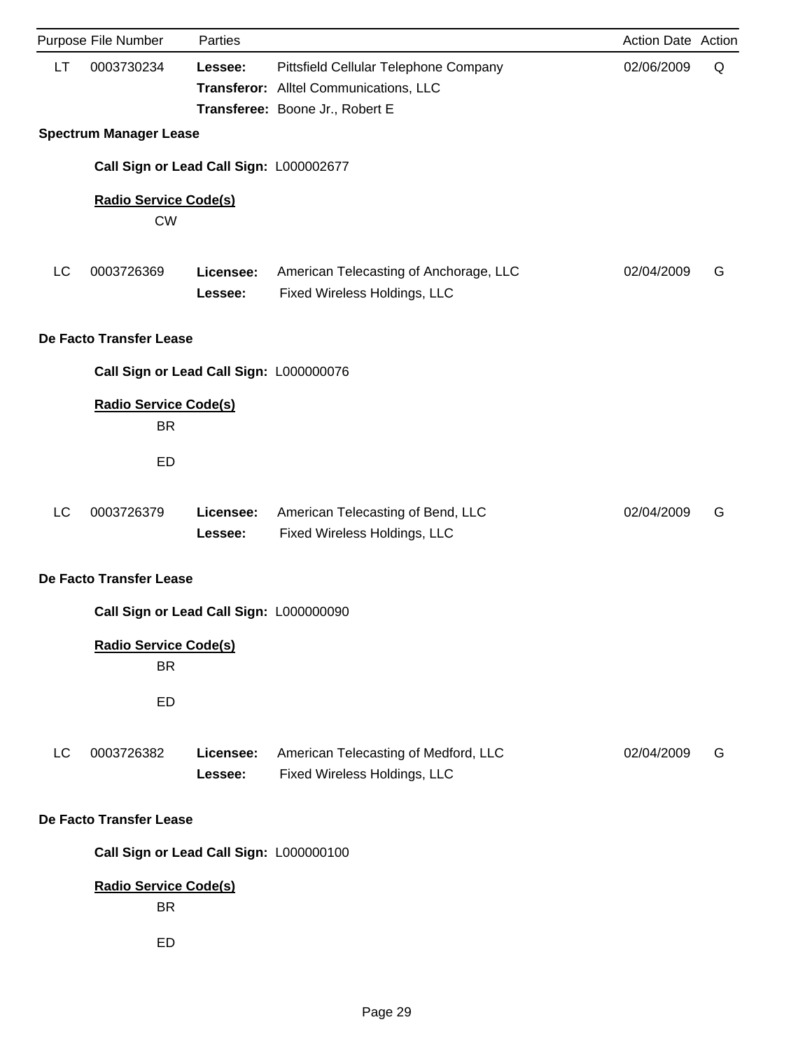| Purpose | File Number | Parties | | Action Date | Action |
|---|---|---|---|---|---|
| LT | 0003730234 | **Lessee:** | Pittsfield Cellular Telephone Company | 02/06/2009 | Q |
| | | **Transferor:** | Alltel Communications, LLC | | |
| | | **Transferee:** | Boone Jr., Robert E | | |

**Spectrum Manager Lease**

**Call Sign or Lead Call Sign:** L000002677

**Radio Service Code(s)**

CW

| Purpose | File Number | Parties | | Action Date | Action |
|---|---|---|---|---|---|
| LC | 0003726369 | **Licensee:** | American Telecasting of Anchorage, LLC | 02/04/2009 | G |
| | | **Lessee:** | Fixed Wireless Holdings, LLC | | |

**De Facto Transfer Lease**

**Call Sign or Lead Call Sign:** L000000076

**Radio Service Code(s)**

BR

ED

| Purpose | File Number | Parties | | Action Date | Action |
|---|---|---|---|---|---|
| LC | 0003726379 | **Licensee:** | American Telecasting of Bend, LLC | 02/04/2009 | G |
| | | **Lessee:** | Fixed Wireless Holdings, LLC | | |

**De Facto Transfer Lease**

**Call Sign or Lead Call Sign:** L000000090

**Radio Service Code(s)**

BR

ED

| Purpose | File Number | Parties | | Action Date | Action |
|---|---|---|---|---|---|
| LC | 0003726382 | **Licensee:** | American Telecasting of Medford, LLC | 02/04/2009 | G |
| | | **Lessee:** | Fixed Wireless Holdings, LLC | | |

**De Facto Transfer Lease**

**Call Sign or Lead Call Sign:** L000000100

**Radio Service Code(s)**

BR

ED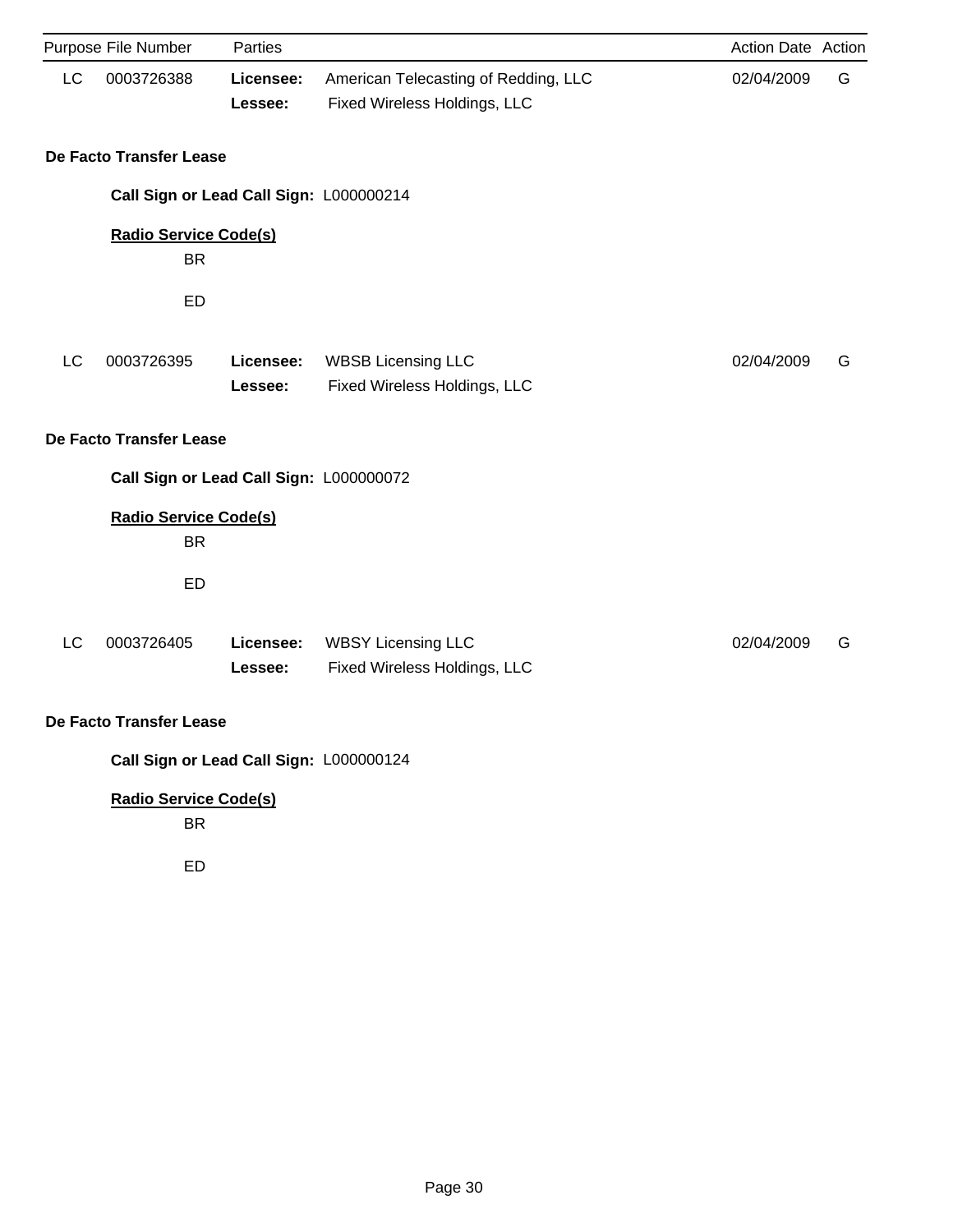| Purpose | File Number | Parties | | Action Date | Action |
|---|---|---|---|---|---|
| LC | 0003726388 | **Licensee:** | American Telecasting of Redding, LLC | 02/04/2009 | G |
| | | **Lessee:** | Fixed Wireless Holdings, LLC | | |

**De Facto Transfer Lease**

**Call Sign or Lead Call Sign:** L000000214

**Radio Service Code(s)**

BR

ED

| Purpose | File Number | Parties | | Action Date | Action |
|---|---|---|---|---|---|
| LC | 0003726395 | **Licensee:** | WBSB Licensing LLC | 02/04/2009 | G |
| | | **Lessee:** | Fixed Wireless Holdings, LLC | | |

**De Facto Transfer Lease**

**Call Sign or Lead Call Sign:** L000000072

**Radio Service Code(s)**

BR

ED

| Purpose | File Number | Parties | | Action Date | Action |
|---|---|---|---|---|---|
| LC | 0003726405 | **Licensee:** | WBSY Licensing LLC | 02/04/2009 | G |
| | | **Lessee:** | Fixed Wireless Holdings, LLC | | |

**De Facto Transfer Lease**

**Call Sign or Lead Call Sign:** L000000124

**Radio Service Code(s)**

BR

ED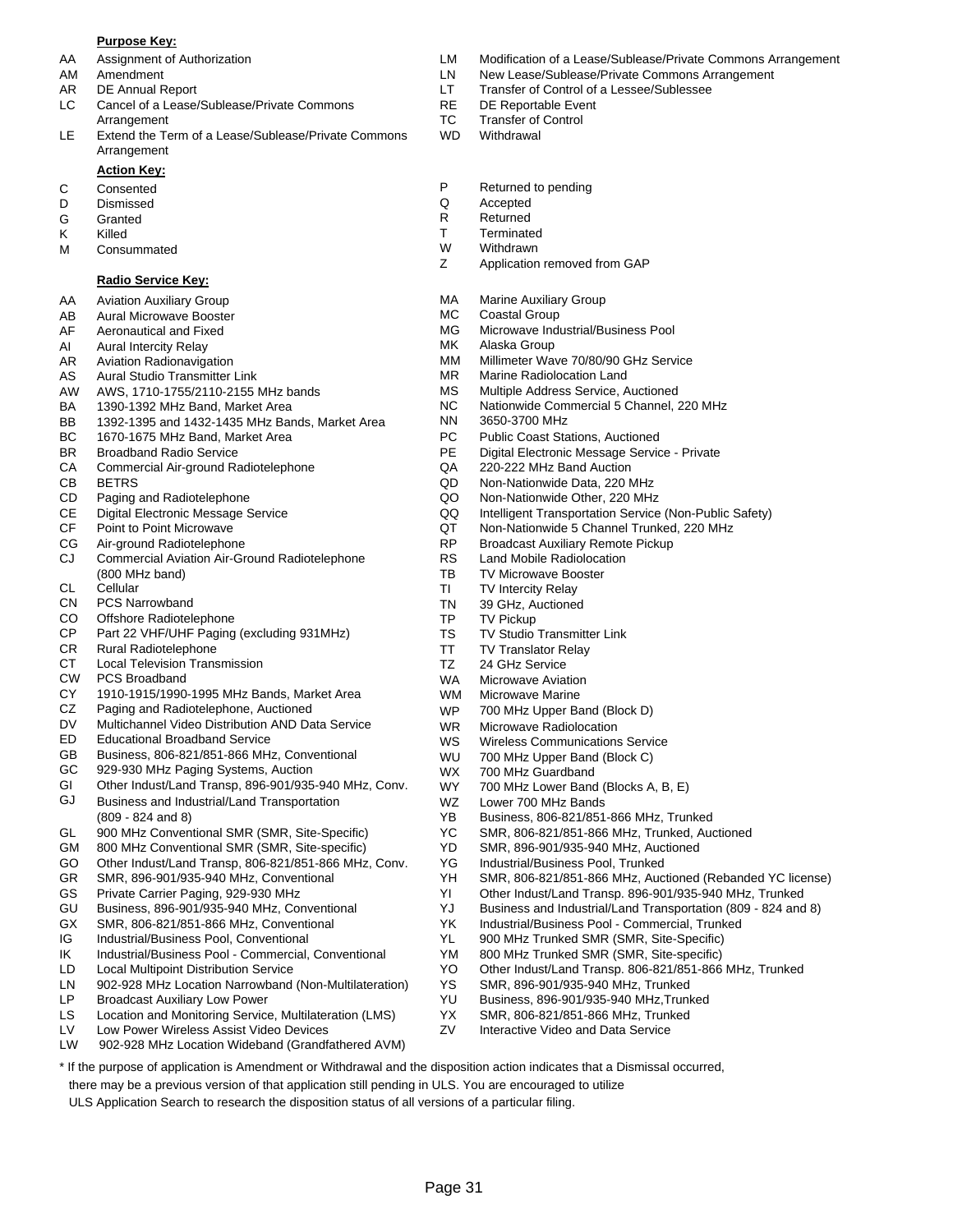**Purpose Key:**

| | | | |
|---|---|---|---|
| AA | Assignment of Authorization | LM | Modification of a Lease/Sublease/Private Commons Arrangement |
| AM | Amendment | LN | New Lease/Sublease/Private Commons Arrangement |
| AR | DE Annual Report | LT | Transfer of Control of a Lessee/Sublessee |
| LC | Cancel of a Lease/Sublease/Private Commons Arrangement | RE | DE Reportable Event |
| LE | Extend the Term of a Lease/Sublease/Private Commons Arrangement | TC | Transfer of Control |
| | | WD | Withdrawal |

**Action Key:**

| | | | |
|---|---|---|---|
| C | Consented | P | Returned to pending |
| D | Dismissed | Q | Accepted |
| G | Granted | R | Returned |
| K | Killed | T | Terminated |
| M | Consummated | W | Withdrawn |
| | | Z | Application removed from GAP |

**Radio Service Key:**

| | | | |
|---|---|---|---|
| AA | Aviation Auxiliary Group | MA | Marine Auxiliary Group |
| AB | Aural Microwave Booster | MC | Coastal Group |
| AF | Aeronautical and Fixed | MG | Microwave Industrial/Business Pool |
| AI | Aural Intercity Relay | MK | Alaska Group |
| AR | Aviation Radionavigation | MM | Millimeter Wave 70/80/90 GHz Service |
| AS | Aural Studio Transmitter Link | MR | Marine Radiolocation Land |
| AW | AWS, 1710-1755/2110-2155 MHz bands | MS | Multiple Address Service, Auctioned |
| BA | 1390-1392 MHz Band, Market Area | NC | Nationwide Commercial 5 Channel, 220 MHz |
| BB | 1392-1395 and 1432-1435 MHz Bands, Market Area | NN | 3650-3700 MHz |
| BC | 1670-1675 MHz Band, Market Area | PC | Public Coast Stations, Auctioned |
| BR | Broadband Radio Service | PE | Digital Electronic Message Service - Private |
| CA | Commercial Air-ground Radiotelephone | QA | 220-222 MHz Band Auction |
| CB | BETRS | QD | Non-Nationwide Data, 220 MHz |
| CD | Paging and Radiotelephone | QO | Non-Nationwide Other, 220 MHz |
| CE | Digital Electronic Message Service | QQ | Intelligent Transportation Service (Non-Public Safety) |
| CF | Point to Point Microwave | QT | Non-Nationwide 5 Channel Trunked, 220 MHz |
| CG | Air-ground Radiotelephone | RP | Broadcast Auxiliary Remote Pickup |
| CJ | Commercial Aviation Air-Ground Radiotelephone (800 MHz band) | RS | Land Mobile Radiolocation |
| CL | Cellular | TB | TV Microwave Booster |
| CN | PCS Narrowband | TI | TV Intercity Relay |
| CO | Offshore Radiotelephone | TN | 39 GHz, Auctioned |
| CP | Part 22 VHF/UHF Paging (excluding 931MHz) | TP | TV Pickup |
| CR | Rural Radiotelephone | TS | TV Studio Transmitter Link |
| CT | Local Television Transmission | TT | TV Translator Relay |
| CW | PCS Broadband | TZ | 24 GHz Service |
| CY | 1910-1915/1990-1995 MHz Bands, Market Area | WA | Microwave Aviation |
| CZ | Paging and Radiotelephone, Auctioned | WM | Microwave Marine |
| DV | Multichannel Video Distribution AND Data Service | WP | 700 MHz Upper Band (Block D) |
| ED | Educational Broadband Service | WR | Microwave Radiolocation |
| GB | Business, 806-821/851-866 MHz, Conventional | WS | Wireless Communications Service |
| GC | 929-930 MHz Paging Systems, Auction | WU | 700 MHz Upper Band (Block C) |
| GI | Other Indust/Land Transp, 896-901/935-940 MHz, Conv. | WX | 700 MHz Guardband |
| GJ | Business and Industrial/Land Transportation (809 - 824 and 8) | WY | 700 MHz Lower Band (Blocks A, B, E) |
| | | WZ | Lower 700 MHz Bands |
| | | YB | Business, 806-821/851-866 MHz, Trunked |
| GL | 900 MHz Conventional SMR (SMR, Site-Specific) | YC | SMR, 806-821/851-866 MHz, Trunked, Auctioned |
| GM | 800 MHz Conventional SMR (SMR, Site-specific) | YD | SMR, 896-901/935-940 MHz, Auctioned |
| GO | Other Indust/Land Transp, 806-821/851-866 MHz, Conv. | YG | Industrial/Business Pool, Trunked |
| GR | SMR, 896-901/935-940 MHz, Conventional | YH | SMR, 806-821/851-866 MHz, Auctioned (Rebanded YC license) |
| GS | Private Carrier Paging, 929-930 MHz | YI | Other Indust/Land Transp. 896-901/935-940 MHz, Trunked |
| GU | Business, 896-901/935-940 MHz, Conventional | YJ | Business and Industrial/Land Transportation (809 - 824 and 8) |
| GX | SMR, 806-821/851-866 MHz, Conventional | YK | Industrial/Business Pool - Commercial, Trunked |
| IG | Industrial/Business Pool, Conventional | YL | 900 MHz Trunked SMR (SMR, Site-Specific) |
| IK | Industrial/Business Pool - Commercial, Conventional | YM | 800 MHz Trunked SMR (SMR, Site-specific) |
| LD | Local Multipoint Distribution Service | YO | Other Indust/Land Transp. 806-821/851-866 MHz, Trunked |
| LN | 902-928 MHz Location Narrowband (Non-Multilateration) | YS | SMR, 896-901/935-940 MHz, Trunked |
| LP | Broadcast Auxiliary Low Power | YU | Business, 896-901/935-940 MHz,Trunked |
| LS | Location and Monitoring Service, Multilateration (LMS) | YX | SMR, 806-821/851-866 MHz, Trunked |
| LV | Low Power Wireless Assist Video Devices | ZV | Interactive Video and Data Service |
| LW | 902-928 MHz Location Wideband (Grandfathered AVM) | | |

* If the purpose of application is Amendment or Withdrawal and the disposition action indicates that a Dismissal occurred, there may be a previous version of that application still pending in ULS. You are encouraged to utilize ULS Application Search to research the disposition status of all versions of a particular filing.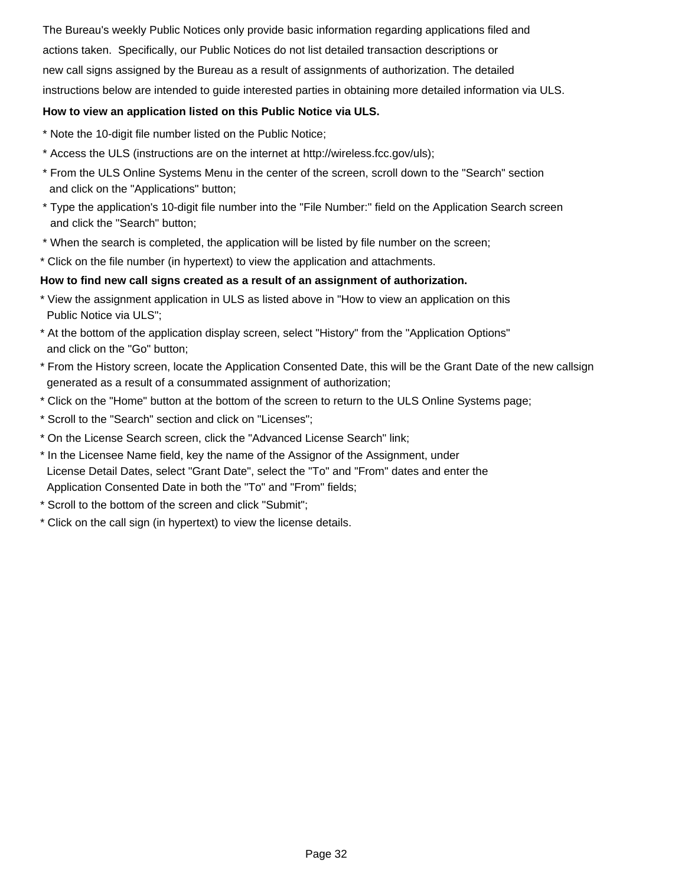The Bureau's weekly Public Notices only provide basic information regarding applications filed and actions taken. Specifically, our Public Notices do not list detailed transaction descriptions or new call signs assigned by the Bureau as a result of assignments of authorization. The detailed instructions below are intended to guide interested parties in obtaining more detailed information via ULS.

**How to view an application listed on this Public Notice via ULS.**

* Note the 10-digit file number listed on the Public Notice;
* Access the ULS (instructions are on the internet at http://wireless.fcc.gov/uls);
* From the ULS Online Systems Menu in the center of the screen, scroll down to the "Search" section and click on the "Applications" button;
* Type the application's 10-digit file number into the "File Number:" field on the Application Search screen and click the "Search" button;
* When the search is completed, the application will be listed by file number on the screen;
* Click on the file number (in hypertext) to view the application and attachments.

**How to find new call signs created as a result of an assignment of authorization.**

* View the assignment application in ULS as listed above in "How to view an application on this Public Notice via ULS";
* At the bottom of the application display screen, select "History" from the "Application Options" and click on the "Go" button;
* From the History screen, locate the Application Consented Date, this will be the Grant Date of the new callsign generated as a result of a consummated assignment of authorization;
* Click on the "Home" button at the bottom of the screen to return to the ULS Online Systems page;
* Scroll to the "Search" section and click on "Licenses";
* On the License Search screen, click the "Advanced License Search" link;
* In the Licensee Name field, key the name of the Assignor of the Assignment, under License Detail Dates, select "Grant Date", select the "To" and "From" dates and enter the Application Consented Date in both the "To" and "From" fields;
* Scroll to the bottom of the screen and click "Submit";
* Click on the call sign (in hypertext) to view the license details.